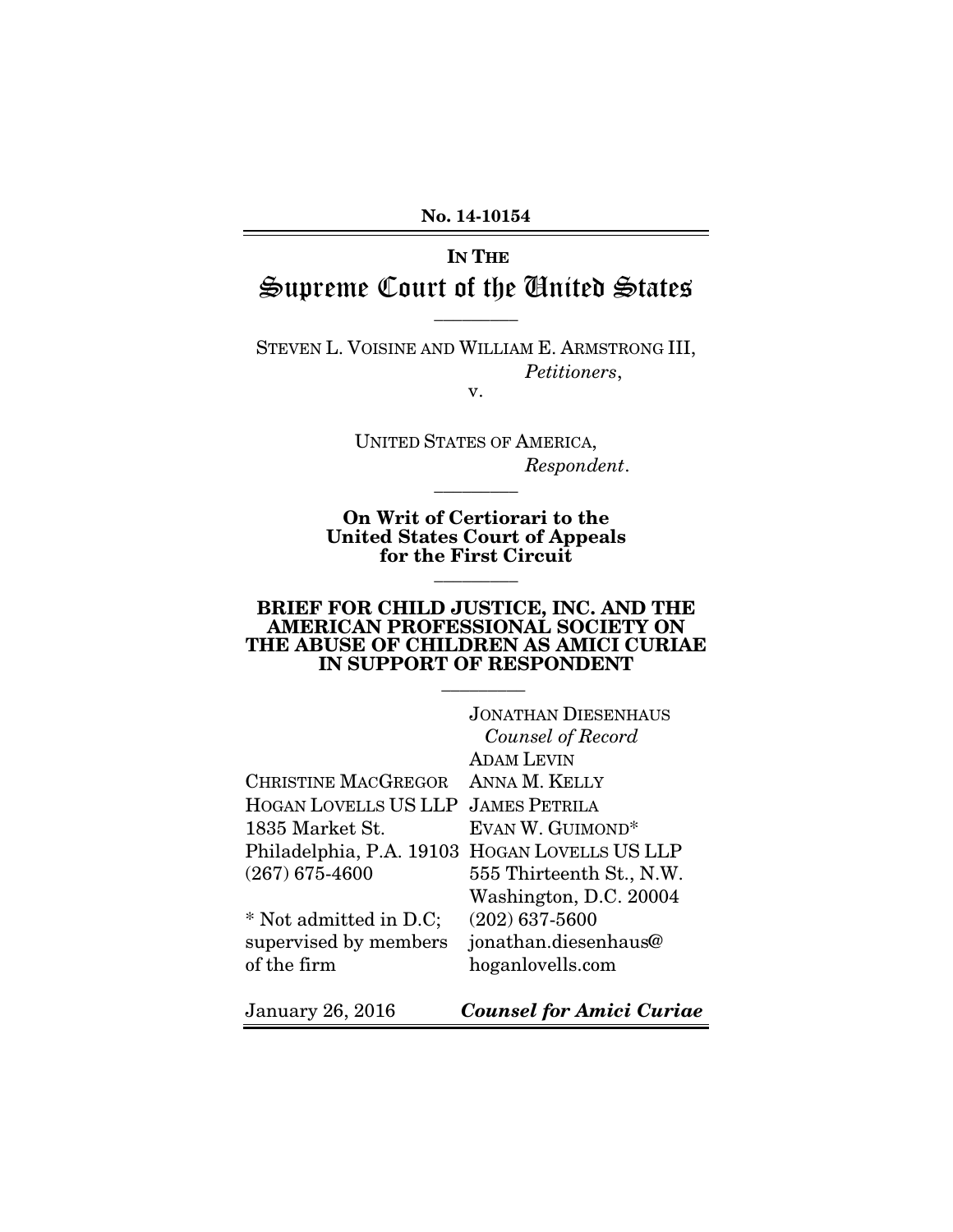No. 14-10154

# IN THE Supreme Court of the United States

---

STEVEN L. VOISINE AND WILLIAM E. ARMSTRONG III,
*Petitioners*,

v.

UNITED STATES OF AMERICA,
*Respondent*.

---

**On Writ of Certiorari to the United States Court of Appeals for the First Circuit**

---

**BRIEF FOR CHILD JUSTICE, INC. AND THE AMERICAN PROFESSIONAL SOCIETY ON THE ABUSE OF CHILDREN AS AMICI CURIAE IN SUPPORT OF RESPONDENT**

---

JONATHAN DIESENHAUS
*Counsel of Record*
ADAM LEVIN
ANNA M. KELLY
JAMES PETRILA
EVAN W. GUIMOND*
HOGAN LOVELLS US LLP
555 Thirteenth St., N.W.
Washington, D.C. 20004
(202) 637-5600
jonathan.diesenhaus@hoganlovells.com

CHRISTINE MACGREGOR
HOGAN LOVELLS US LLP
1835 Market St.
Philadelphia, P.A. 19103
(267) 675-4600

\* Not admitted in D.C; supervised by members of the firm

January 26, 2016 — ***Counsel for Amici Curiae***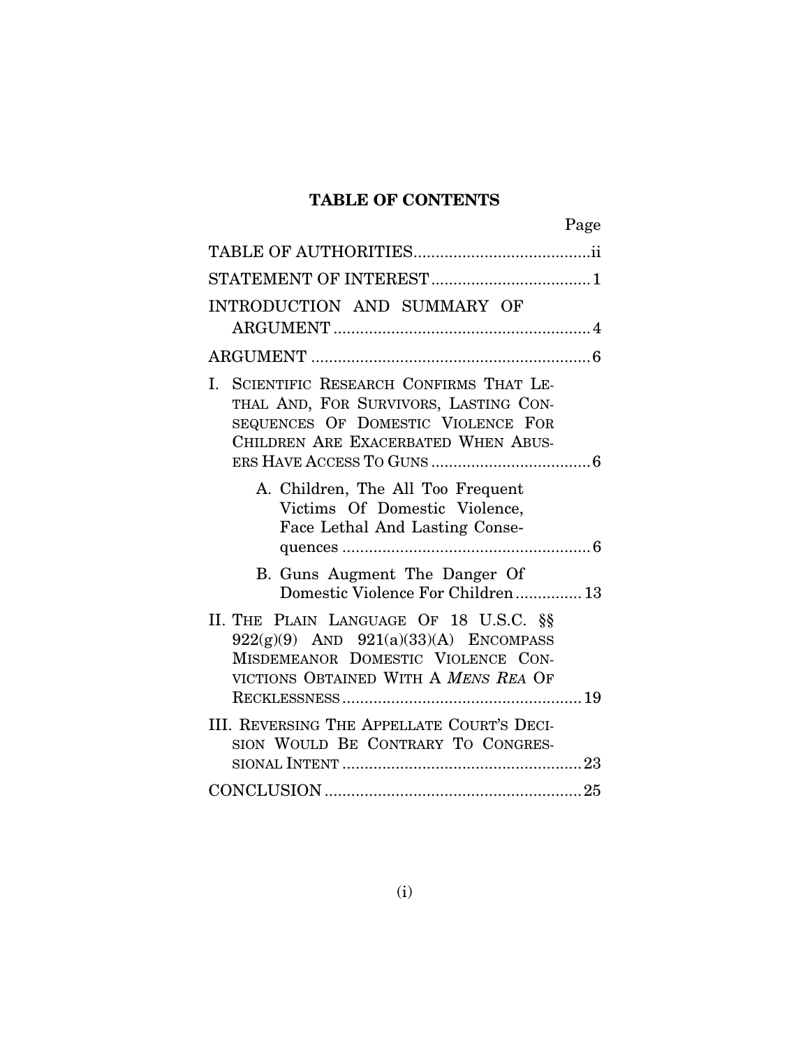# TABLE OF CONTENTS

| | Page |
|---|---|
| TABLE OF AUTHORITIES | ii |
| STATEMENT OF INTEREST | 1 |
| INTRODUCTION AND SUMMARY OF ARGUMENT | 4 |
| ARGUMENT | 6 |
| I. SCIENTIFIC RESEARCH CONFIRMS THAT LETHAL AND, FOR SURVIVORS, LASTING CONSEQUENCES OF DOMESTIC VIOLENCE FOR CHILDREN ARE EXACERBATED WHEN ABUSERS HAVE ACCESS TO GUNS | 6 |
| A. Children, The All Too Frequent Victims Of Domestic Violence, Face Lethal And Lasting Consequences | 6 |
| B. Guns Augment The Danger Of Domestic Violence For Children | 13 |
| II. THE PLAIN LANGUAGE OF 18 U.S.C. §§ 922(g)(9) AND 921(a)(33)(A) ENCOMPASS MISDEMEANOR DOMESTIC VIOLENCE CONVICTIONS OBTAINED WITH A *MENS REA* OF RECKLESSNESS | 19 |
| III. REVERSING THE APPELLATE COURT'S DECISION WOULD BE CONTRARY TO CONGRESSIONAL INTENT | 23 |
| CONCLUSION | 25 |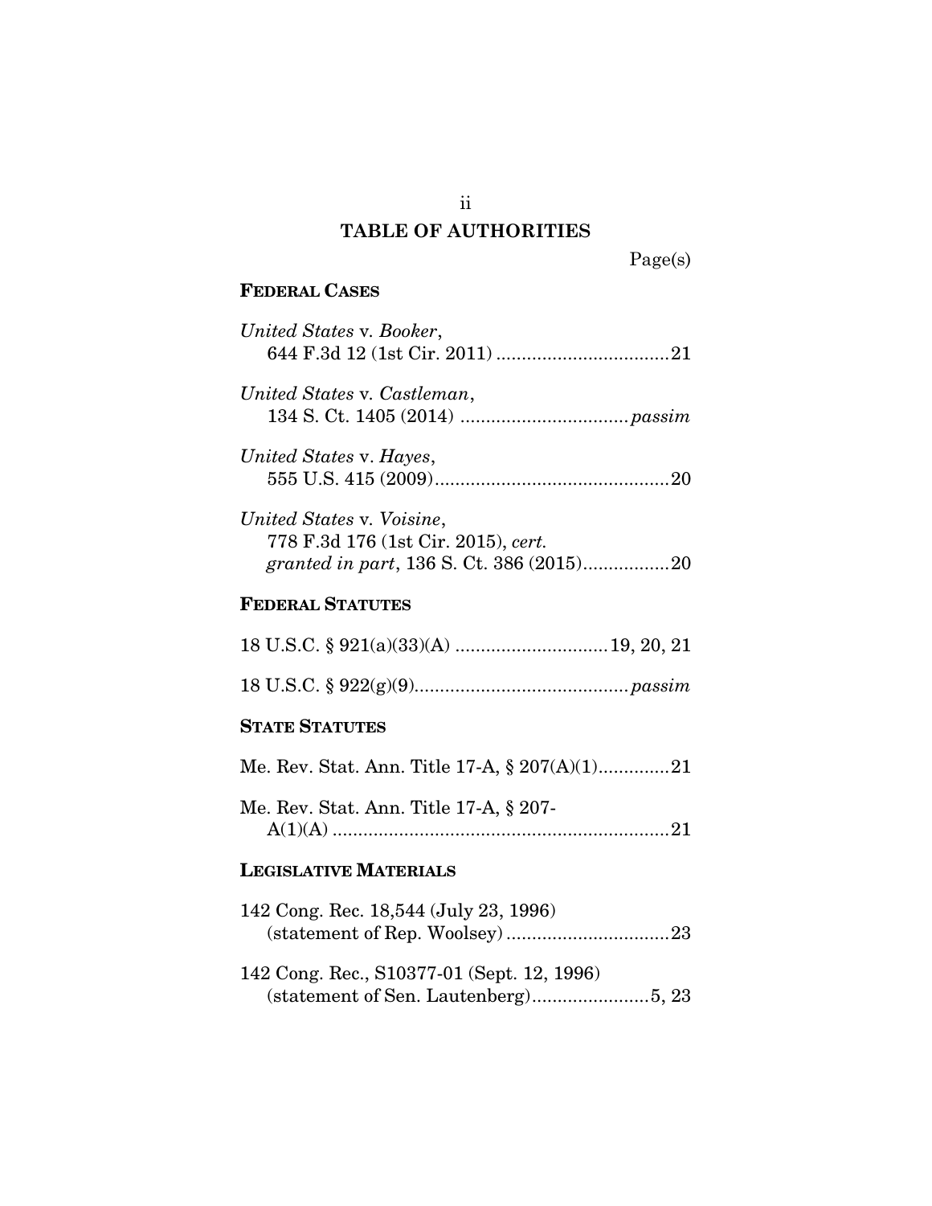## TABLE OF AUTHORITIES

Page(s)

### FEDERAL CASES

*United States* v. *Booker*,
644 F.3d 12 (1st Cir. 2011) .................................21

*United States* v. *Castleman*,
134 S. Ct. 1405 (2014) ................................*passim*

*United States* v. *Hayes*,
555 U.S. 415 (2009).............................................20

*United States* v. *Voisine*,
778 F.3d 176 (1st Cir. 2015), *cert. granted in part*, 136 S. Ct. 386 (2015)................20

### FEDERAL STATUTES

18 U.S.C. § 921(a)(33)(A) .............................19, 20, 21

18 U.S.C. § 922(g)(9)..........................................*passim*

### STATE STATUTES

Me. Rev. Stat. Ann. Title 17-A, § 207(A)(1).............21

Me. Rev. Stat. Ann. Title 17-A, § 207-A(1)(A) .................................................................21

### LEGISLATIVE MATERIALS

142 Cong. Rec. 18,544 (July 23, 1996)
(statement of Rep. Woolsey) ...............................23

142 Cong. Rec., S10377-01 (Sept. 12, 1996)
(statement of Sen. Lautenberg).......................5, 23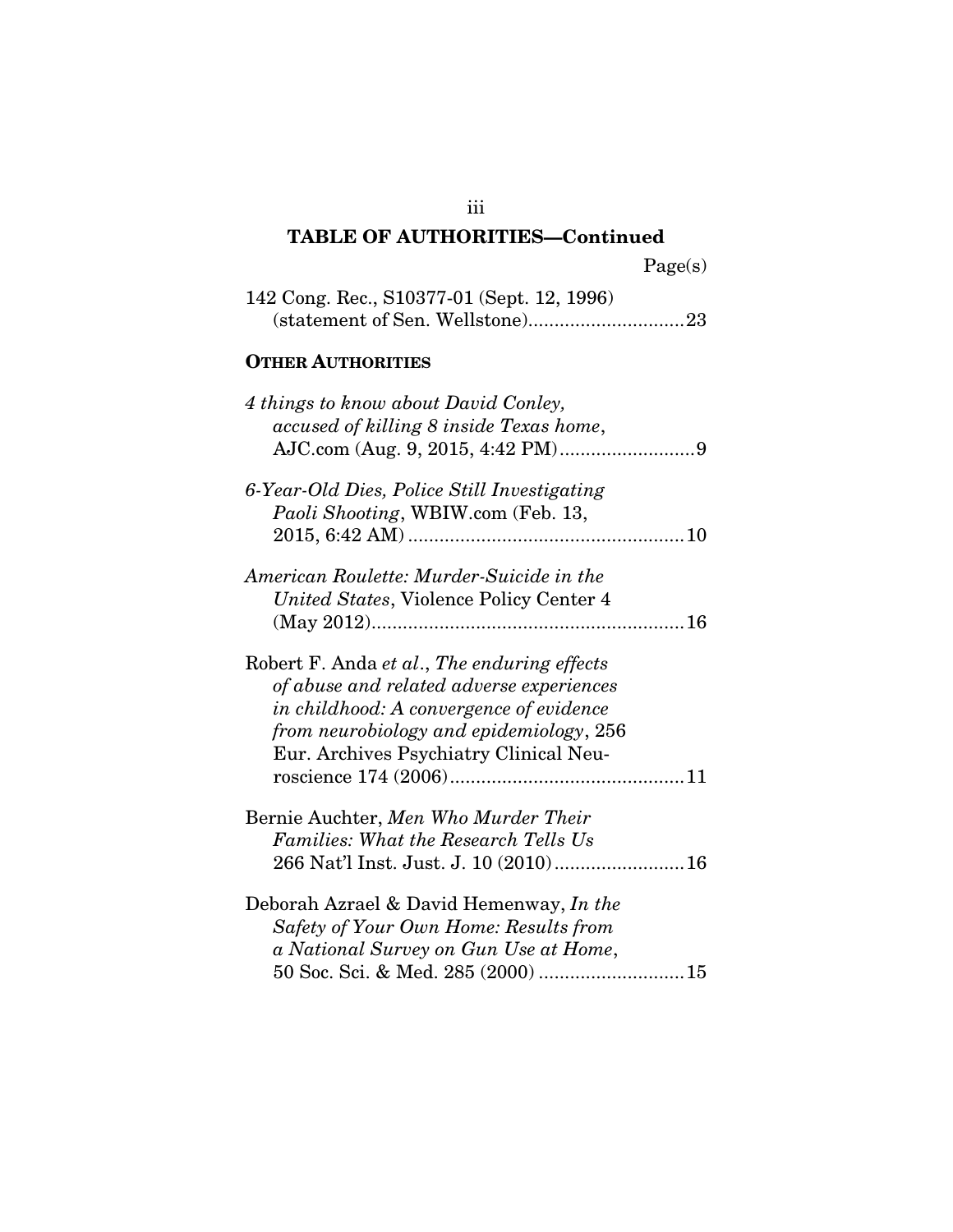## TABLE OF AUTHORITIES—Continued

Page(s)

142 Cong. Rec., S10377-01 (Sept. 12, 1996) (statement of Sen. Wellstone).............................23

**OTHER AUTHORITIES**

*4 things to know about David Conley, accused of killing 8 inside Texas home*, AJC.com (Aug. 9, 2015, 4:42 PM)..........................9

*6-Year-Old Dies, Police Still Investigating Paoli Shooting*, WBIW.com (Feb. 13, 2015, 6:42 AM).....................................................10

*American Roulette: Murder-Suicide in the United States*, Violence Policy Center 4 (May 2012)...........................................................16

Robert F. Anda *et al.*, *The enduring effects of abuse and related adverse experiences in childhood: A convergence of evidence from neurobiology and epidemiology*, 256 Eur. Archives Psychiatry Clinical Neuroscience 174 (2006)............................................11

Bernie Auchter, *Men Who Murder Their Families: What the Research Tells Us* 266 Nat'l Inst. Just. J. 10 (2010).........................16

Deborah Azrael & David Hemenway, *In the Safety of Your Own Home: Results from a National Survey on Gun Use at Home*, 50 Soc. Sci. & Med. 285 (2000)............................15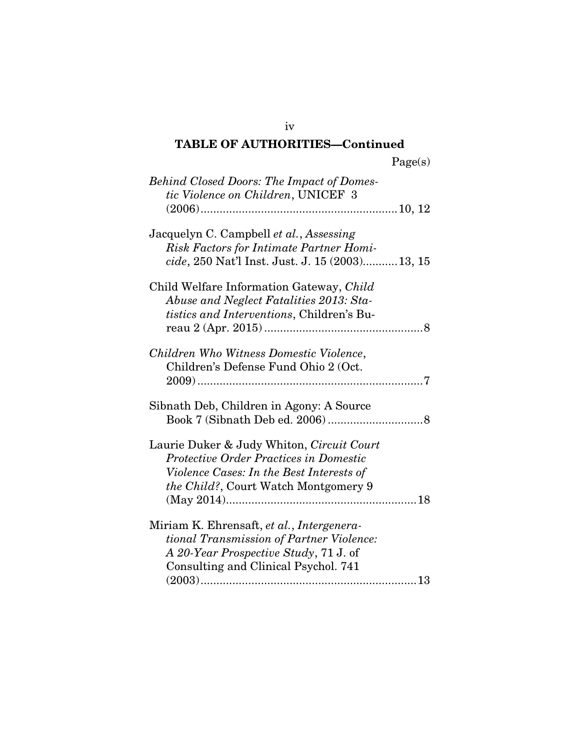## TABLE OF AUTHORITIES—Continued

Page(s)

*Behind Closed Doors: The Impact of Domestic Violence on Children*, UNICEF 3 (2006)....................10, 12

Jacquelyn C. Campbell *et al.*, *Assessing Risk Factors for Intimate Partner Homicide*, 250 Nat'l Inst. Just. J. 15 (2003)...........13, 15

Child Welfare Information Gateway, *Child Abuse and Neglect Fatalities 2013: Statistics and Interventions*, Children's Bureau 2 (Apr. 2015)....................8

*Children Who Witness Domestic Violence*, Children's Defense Fund Ohio 2 (Oct. 2009)....................7

Sibnath Deb, Children in Agony: A Source Book 7 (Sibnath Deb ed. 2006)....................8

Laurie Duker & Judy Whiton, *Circuit Court Protective Order Practices in Domestic Violence Cases: In the Best Interests of the Child?*, Court Watch Montgomery 9 (May 2014)....................18

Miriam K. Ehrensaft, *et al.*, *Intergenerational Transmission of Partner Violence: A 20-Year Prospective Study*, 71 J. of Consulting and Clinical Psychol. 741 (2003)....................13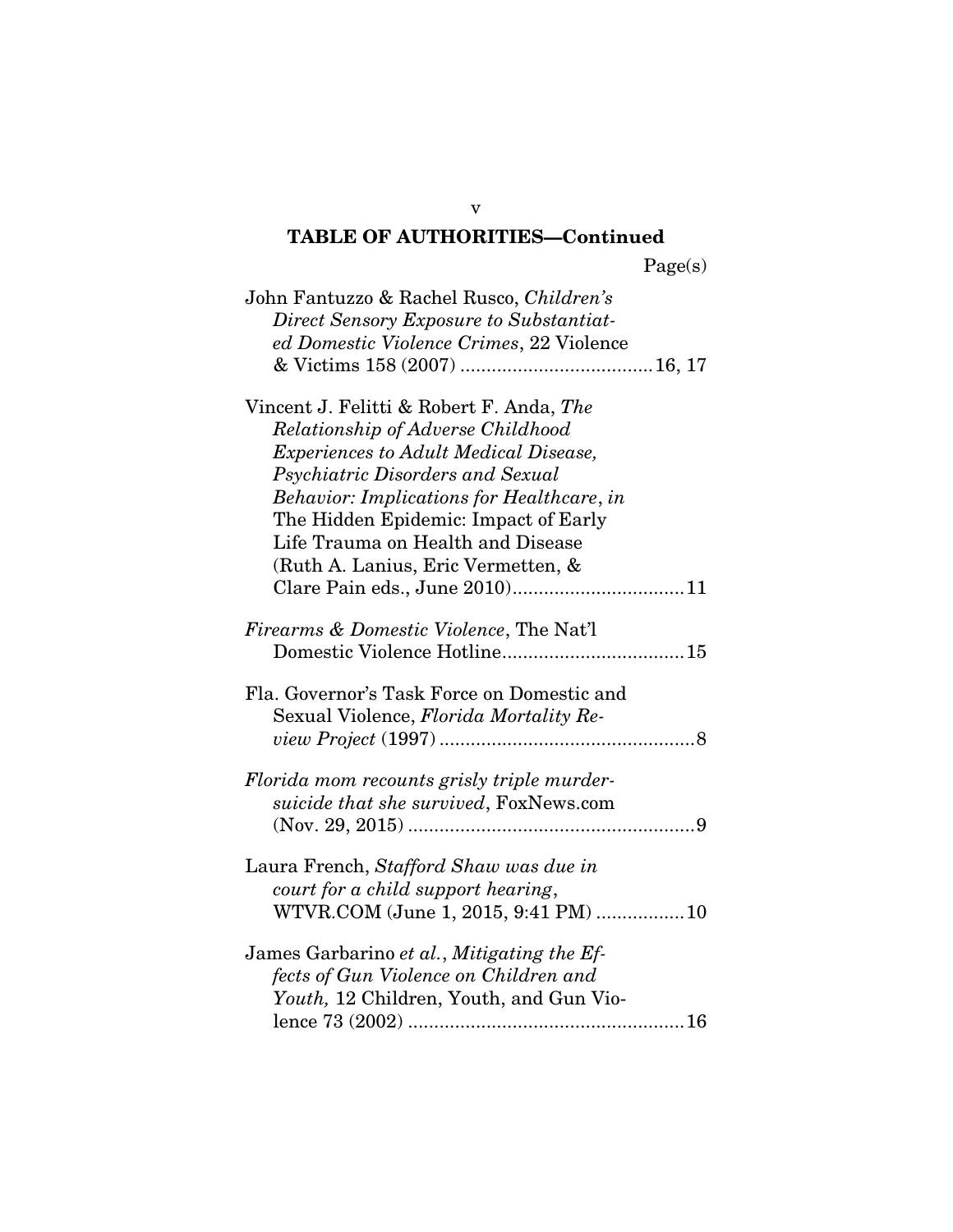**TABLE OF AUTHORITIES—Continued**

Page(s)

John Fantuzzo & Rachel Rusco, *Children's Direct Sensory Exposure to Substantiated Domestic Violence Crimes*, 22 Violence & Victims 158 (2007) .................................... 16, 17

Vincent J. Felitti & Robert F. Anda, *The Relationship of Adverse Childhood Experiences to Adult Medical Disease, Psychiatric Disorders and Sexual Behavior: Implications for Healthcare*, *in* The Hidden Epidemic: Impact of Early Life Trauma on Health and Disease (Ruth A. Lanius, Eric Vermetten, & Clare Pain eds., June 2010)................................ 11

*Firearms & Domestic Violence*, The Nat'l Domestic Violence Hotline.................................. 15

Fla. Governor's Task Force on Domestic and Sexual Violence, *Florida Mortality Review Project* (1997) ................................................ 8

*Florida mom recounts grisly triple murder-suicide that she survived*, FoxNews.com (Nov. 29, 2015) ...................................................... 9

Laura French, *Stafford Shaw was due in court for a child support hearing*, WTVR.COM (June 1, 2015, 9:41 PM) ................ 10

James Garbarino *et al.*, *Mitigating the Effects of Gun Violence on Children and Youth,* 12 Children, Youth, and Gun Violence 73 (2002) .................................................... 16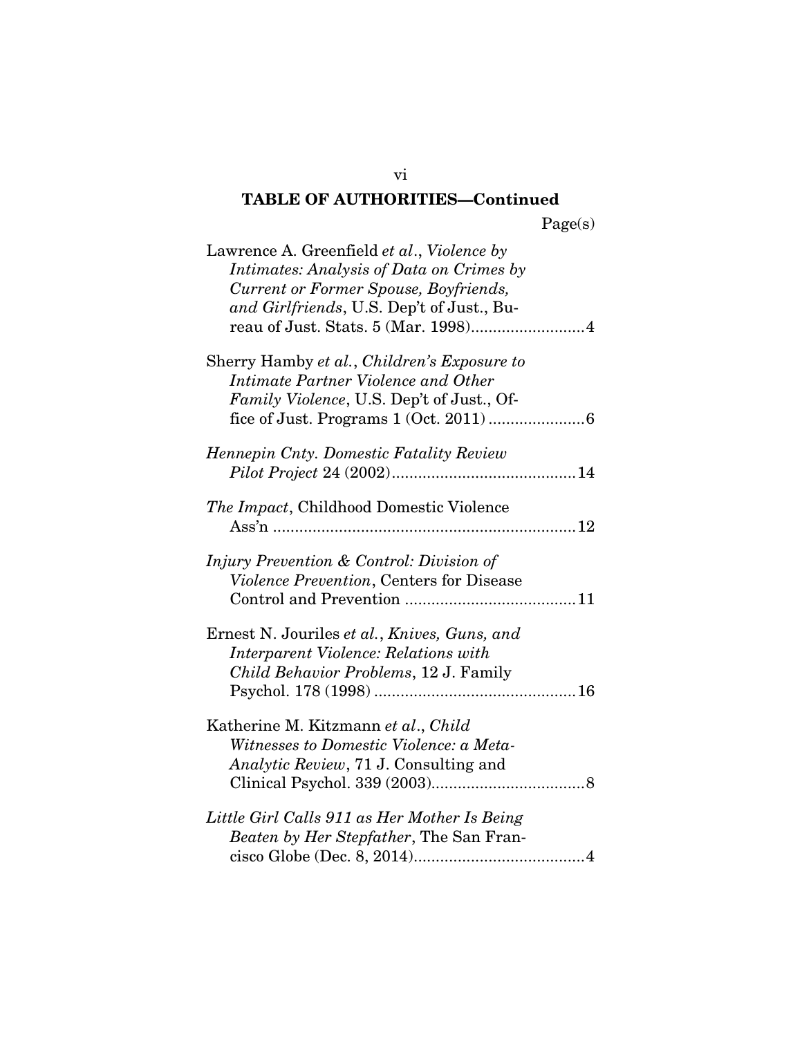**TABLE OF AUTHORITIES—Continued**

Page(s)

Lawrence A. Greenfield *et al.*, *Violence by Intimates: Analysis of Data on Crimes by Current or Former Spouse, Boyfriends, and Girlfriends*, U.S. Dep't of Just., Bureau of Just. Stats. 5 (Mar. 1998)..........................4

Sherry Hamby *et al.*, *Children's Exposure to Intimate Partner Violence and Other Family Violence*, U.S. Dep't of Just., Office of Just. Programs 1 (Oct. 2011) ......................6

*Hennepin Cnty. Domestic Fatality Review Pilot Project* 24 (2002)..........................................14

*The Impact*, Childhood Domestic Violence Ass'n ....................................................................12

*Injury Prevention & Control: Division of Violence Prevention*, Centers for Disease Control and Prevention .......................................11

Ernest N. Jouriles *et al.*, *Knives, Guns, and Interparent Violence: Relations with Child Behavior Problems*, 12 J. Family Psychol. 178 (1998) .............................................16

Katherine M. Kitzmann *et al.*, *Child Witnesses to Domestic Violence: a Meta-Analytic Review*, 71 J. Consulting and Clinical Psychol. 339 (2003)..................................8

*Little Girl Calls 911 as Her Mother Is Being Beaten by Her Stepfather*, The San Francisco Globe (Dec. 8, 2014).......................................4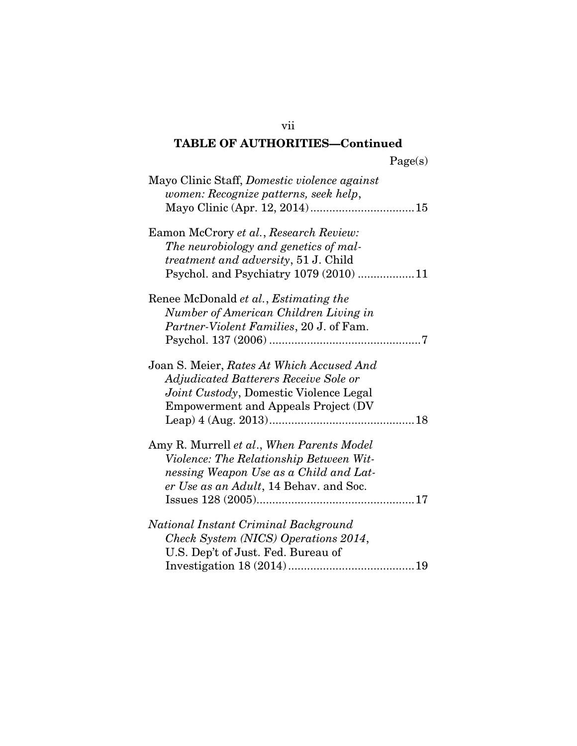## TABLE OF AUTHORITIES—Continued

Page(s)

Mayo Clinic Staff, *Domestic violence against women: Recognize patterns, seek help*, Mayo Clinic (Apr. 12, 2014) ................................ 15

Eamon McCrory *et al.*, *Research Review: The neurobiology and genetics of maltreatment and adversity*, 51 J. Child Psychol. and Psychiatry 1079 (2010) .................. 11

Renee McDonald *et al.*, *Estimating the Number of American Children Living in Partner-Violent Families*, 20 J. of Fam. Psychol. 137 (2006) ................................................ 7

Joan S. Meier, *Rates At Which Accused And Adjudicated Batterers Receive Sole or Joint Custody*, Domestic Violence Legal Empowerment and Appeals Project (DV Leap) 4 (Aug. 2013)............................................. 18

Amy R. Murrell *et al.*, *When Parents Model Violence: The Relationship Between Witnessing Weapon Use as a Child and Later Use as an Adult*, 14 Behav. and Soc. Issues 128 (2005).................................................. 17

*National Instant Criminal Background Check System (NICS) Operations 2014*, U.S. Dep't of Just. Fed. Bureau of Investigation 18 (2014)........................................ 19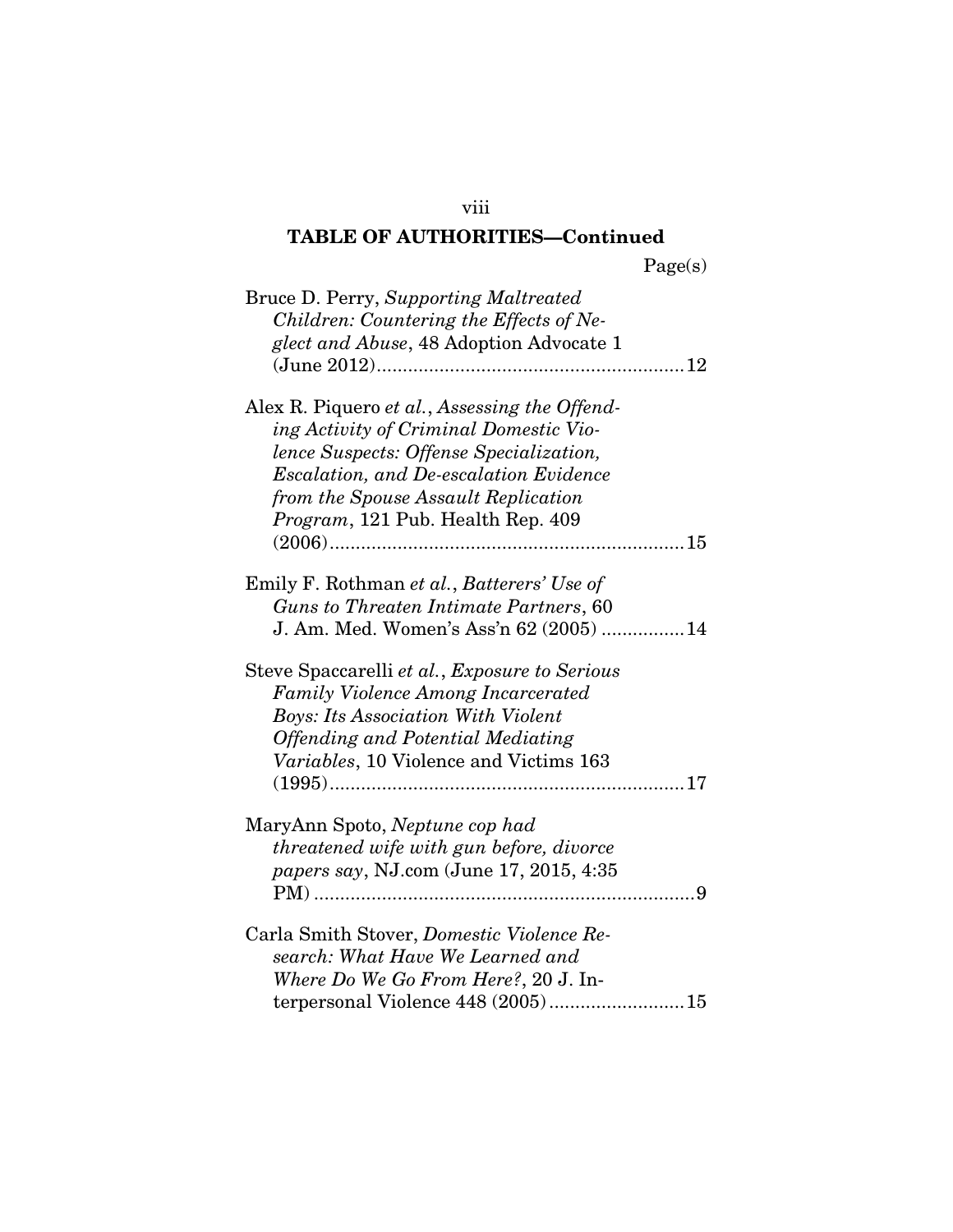## TABLE OF AUTHORITIES—Continued

Page(s)

Bruce D. Perry, *Supporting Maltreated Children: Countering the Effects of Neglect and Abuse*, 48 Adoption Advocate 1 (June 2012) .......... 12

Alex R. Piquero *et al.*, *Assessing the Offending Activity of Criminal Domestic Violence Suspects: Offense Specialization, Escalation, and De-escalation Evidence from the Spouse Assault Replication Program*, 121 Pub. Health Rep. 409 (2006) .......... 15

Emily F. Rothman *et al.*, *Batterers' Use of Guns to Threaten Intimate Partners*, 60 J. Am. Med. Women's Ass'n 62 (2005) .......... 14

Steve Spaccarelli *et al.*, *Exposure to Serious Family Violence Among Incarcerated Boys: Its Association With Violent Offending and Potential Mediating Variables*, 10 Violence and Victims 163 (1995) .......... 17

MaryAnn Spoto, *Neptune cop had threatened wife with gun before, divorce papers say*, NJ.com (June 17, 2015, 4:35 PM) .......... 9

Carla Smith Stover, *Domestic Violence Research: What Have We Learned and Where Do We Go From Here?*, 20 J. Interpersonal Violence 448 (2005) .......... 15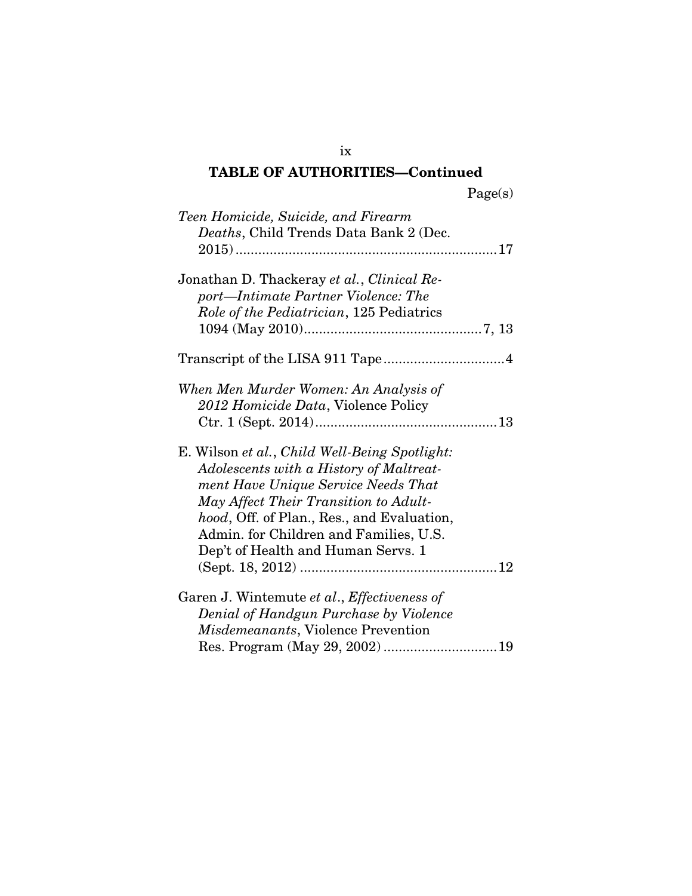## TABLE OF AUTHORITIES—Continued

Page(s)

*Teen Homicide, Suicide, and Firearm Deaths*, Child Trends Data Bank 2 (Dec. 2015) .................... 17

Jonathan D. Thackeray *et al.*, *Clinical Report—Intimate Partner Violence: The Role of the Pediatrician*, 125 Pediatrics 1094 (May 2010) .................... 7, 13

Transcript of the LISA 911 Tape .................... 4

*When Men Murder Women: An Analysis of 2012 Homicide Data*, Violence Policy Ctr. 1 (Sept. 2014) .................... 13

E. Wilson *et al.*, *Child Well-Being Spotlight: Adolescents with a History of Maltreatment Have Unique Service Needs That May Affect Their Transition to Adulthood*, Off. of Plan., Res., and Evaluation, Admin. for Children and Families, U.S. Dep't of Health and Human Servs. 1 (Sept. 18, 2012) .................... 12

Garen J. Wintemute *et al.*, *Effectiveness of Denial of Handgun Purchase by Violence Misdemeanants*, Violence Prevention Res. Program (May 29, 2002) .................... 19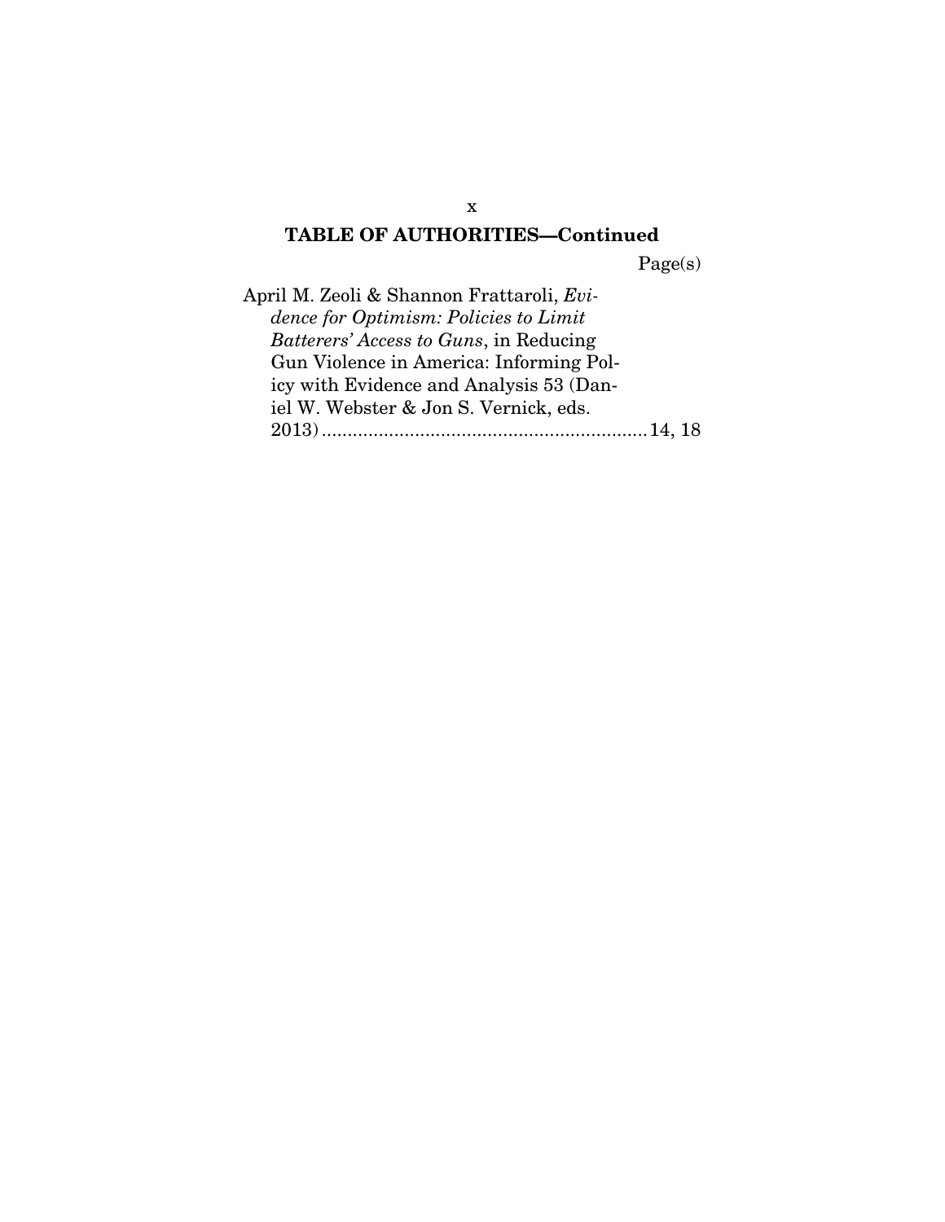**TABLE OF AUTHORITIES—Continued**

Page(s)

April M. Zeoli & Shannon Frattaroli, *Evidence for Optimism: Policies to Limit Batterers' Access to Guns*, in Reducing Gun Violence in America: Informing Policy with Evidence and Analysis 53 (Daniel W. Webster & Jon S. Vernick, eds. 2013) .............................................................. 14, 18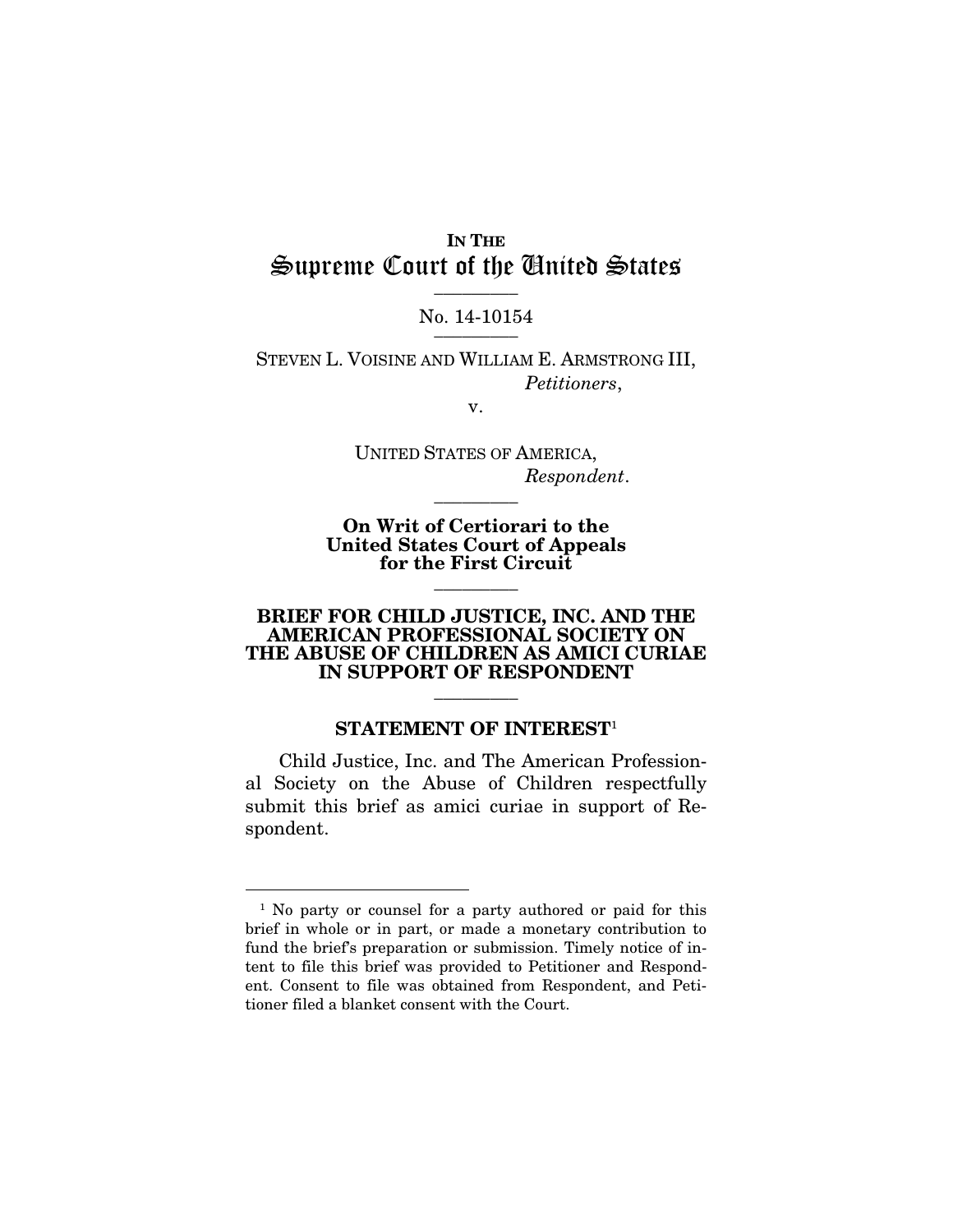**IN THE**

# Supreme Court of the United States

No. 14-10154

STEVEN L. VOISINE AND WILLIAM E. ARMSTRONG III,
*Petitioners*,

v.

UNITED STATES OF AMERICA,
*Respondent*.

**On Writ of Certiorari to the United States Court of Appeals for the First Circuit**

## BRIEF FOR CHILD JUSTICE, INC. AND THE AMERICAN PROFESSIONAL SOCIETY ON THE ABUSE OF CHILDREN AS AMICI CURIAE IN SUPPORT OF RESPONDENT

### STATEMENT OF INTEREST[1]

Child Justice, Inc. and The American Professional Society on the Abuse of Children respectfully submit this brief as amici curiae in support of Respondent.

[1] No party or counsel for a party authored or paid for this brief in whole or in part, or made a monetary contribution to fund the brief's preparation or submission. Timely notice of intent to file this brief was provided to Petitioner and Respondent. Consent to file was obtained from Respondent, and Petitioner filed a blanket consent with the Court.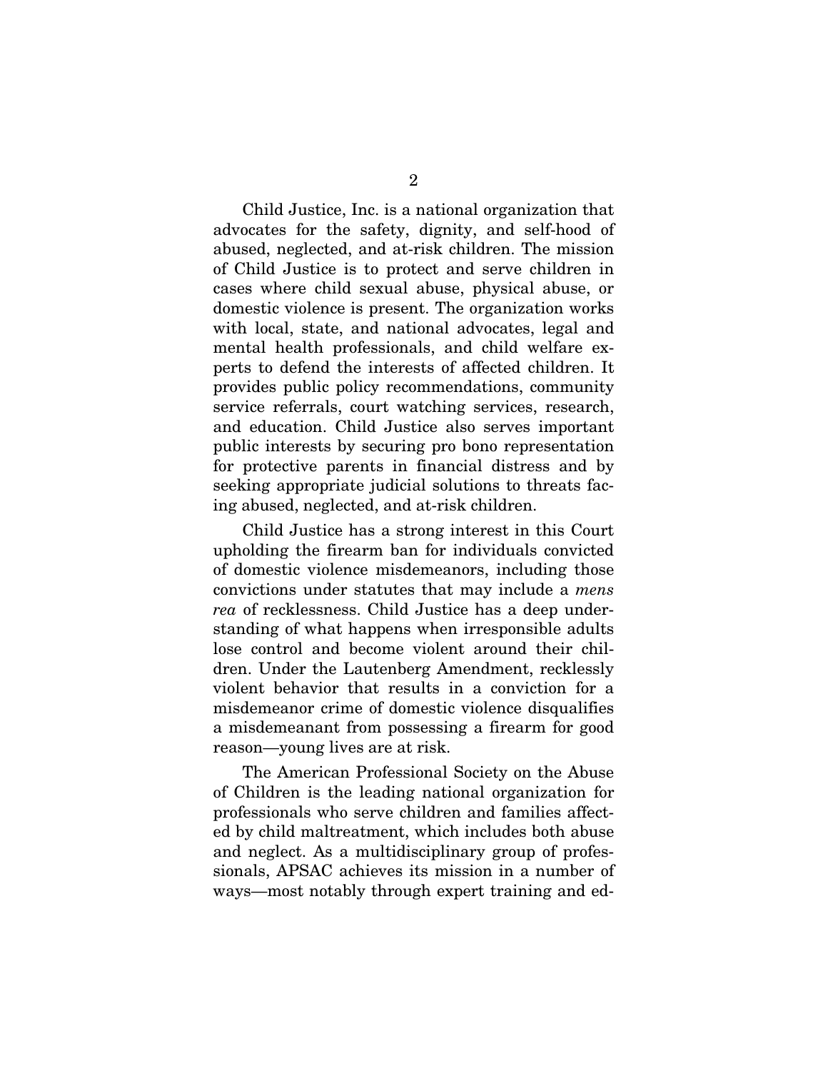Child Justice, Inc. is a national organization that advocates for the safety, dignity, and self-hood of abused, neglected, and at-risk children. The mission of Child Justice is to protect and serve children in cases where child sexual abuse, physical abuse, or domestic violence is present. The organization works with local, state, and national advocates, legal and mental health professionals, and child welfare experts to defend the interests of affected children. It provides public policy recommendations, community service referrals, court watching services, research, and education. Child Justice also serves important public interests by securing pro bono representation for protective parents in financial distress and by seeking appropriate judicial solutions to threats facing abused, neglected, and at-risk children.

Child Justice has a strong interest in this Court upholding the firearm ban for individuals convicted of domestic violence misdemeanors, including those convictions under statutes that may include a *mens rea* of recklessness. Child Justice has a deep understanding of what happens when irresponsible adults lose control and become violent around their children. Under the Lautenberg Amendment, recklessly violent behavior that results in a conviction for a misdemeanor crime of domestic violence disqualifies a misdemeanant from possessing a firearm for good reason—young lives are at risk.

The American Professional Society on the Abuse of Children is the leading national organization for professionals who serve children and families affected by child maltreatment, which includes both abuse and neglect. As a multidisciplinary group of professionals, APSAC achieves its mission in a number of ways—most notably through expert training and ed-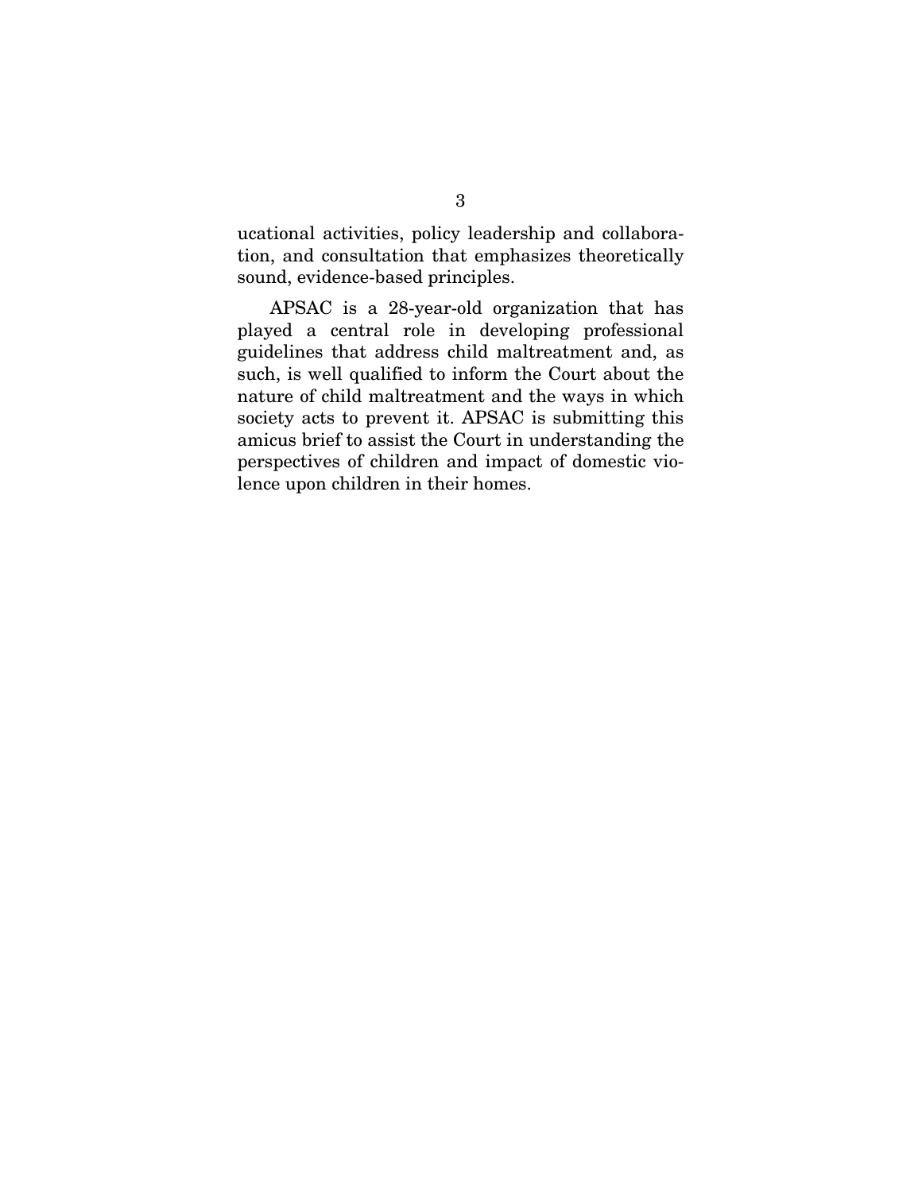ucational activities, policy leadership and collaboration, and consultation that emphasizes theoretically sound, evidence-based principles.

APSAC is a 28-year-old organization that has played a central role in developing professional guidelines that address child maltreatment and, as such, is well qualified to inform the Court about the nature of child maltreatment and the ways in which society acts to prevent it. APSAC is submitting this amicus brief to assist the Court in understanding the perspectives of children and impact of domestic violence upon children in their homes.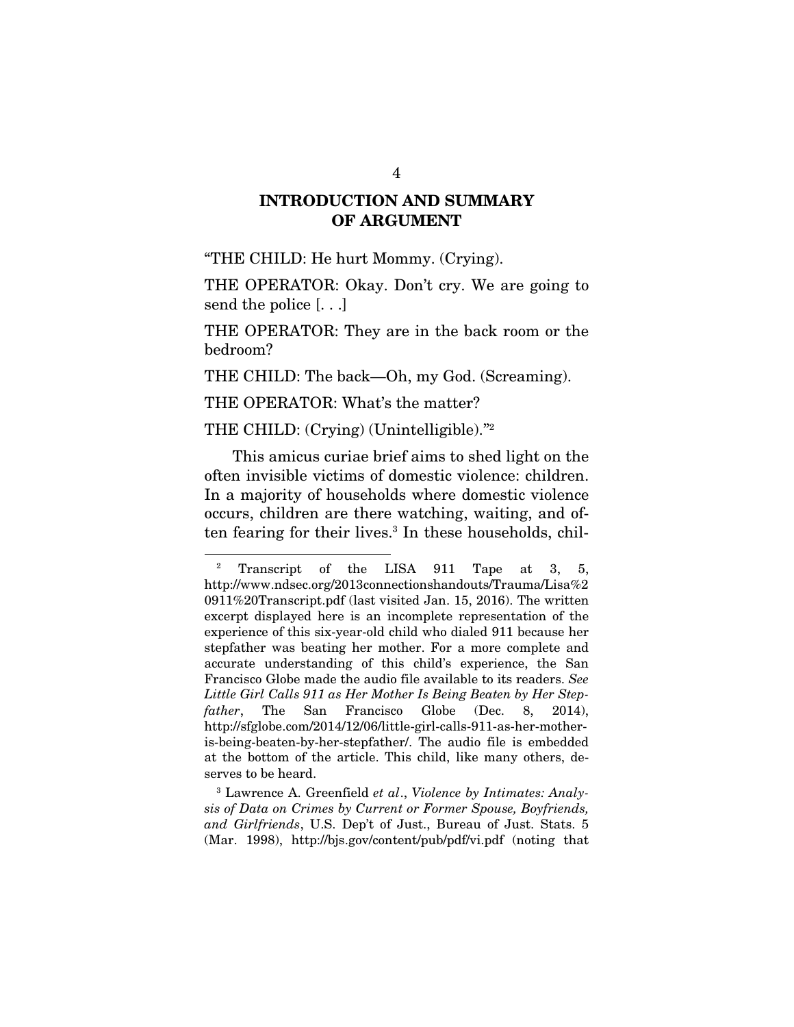## INTRODUCTION AND SUMMARY OF ARGUMENT

"THE CHILD: He hurt Mommy. (Crying).

THE OPERATOR: Okay. Don't cry. We are going to send the police [. . .]

THE OPERATOR: They are in the back room or the bedroom?

THE CHILD: The back—Oh, my God. (Screaming).

THE OPERATOR: What's the matter?

THE CHILD: (Crying) (Unintelligible)."[2]

This amicus curiae brief aims to shed light on the often invisible victims of domestic violence: children. In a majority of households where domestic violence occurs, children are there watching, waiting, and often fearing for their lives.[3] In these households, chil-

---

[2] Transcript of the LISA 911 Tape at 3, 5, http://www.ndsec.org/2013connectionshandouts/Trauma/Lisa%20911%20Transcript.pdf (last visited Jan. 15, 2016). The written excerpt displayed here is an incomplete representation of the experience of this six-year-old child who dialed 911 because her stepfather was beating her mother. For a more complete and accurate understanding of this child's experience, the San Francisco Globe made the audio file available to its readers. *See Little Girl Calls 911 as Her Mother Is Being Beaten by Her Stepfather*, The San Francisco Globe (Dec. 8, 2014), http://sfglobe.com/2014/12/06/little-girl-calls-911-as-her-mother-is-being-beaten-by-her-stepfather/. The audio file is embedded at the bottom of the article. This child, like many others, deserves to be heard.

[3] Lawrence A. Greenfield *et al*., *Violence by Intimates: Analysis of Data on Crimes by Current or Former Spouse, Boyfriends, and Girlfriends*, U.S. Dep't of Just., Bureau of Just. Stats. 5 (Mar. 1998), http://bjs.gov/content/pub/pdf/vi.pdf (noting that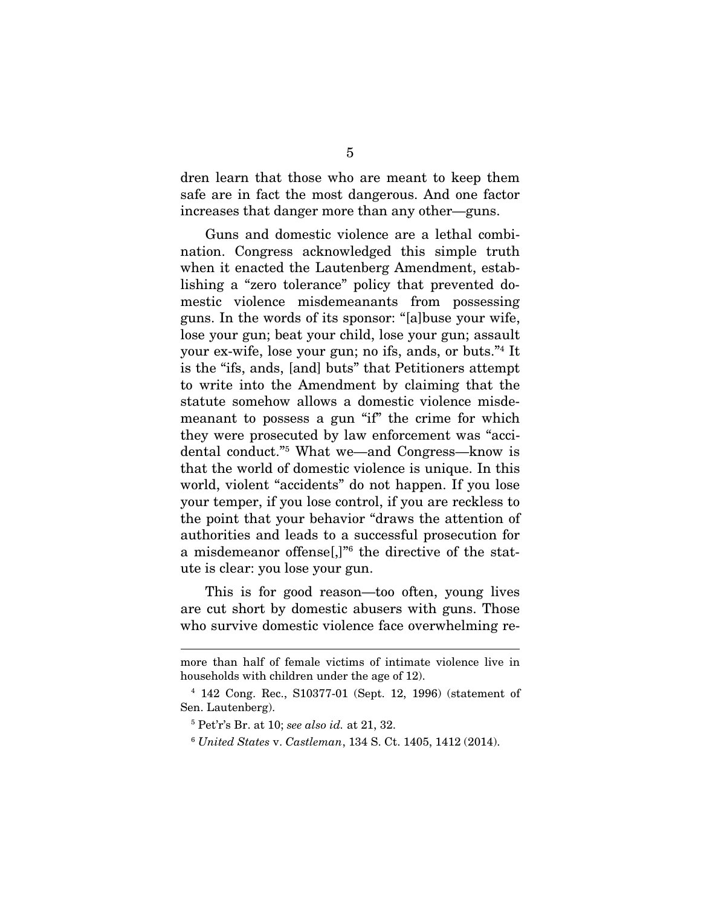dren learn that those who are meant to keep them safe are in fact the most dangerous. And one factor increases that danger more than any other—guns.

Guns and domestic violence are a lethal combination. Congress acknowledged this simple truth when it enacted the Lautenberg Amendment, establishing a "zero tolerance" policy that prevented domestic violence misdemeanants from possessing guns. In the words of its sponsor: "[a]buse your wife, lose your gun; beat your child, lose your gun; assault your ex-wife, lose your gun; no ifs, ands, or buts."[4] It is the "ifs, ands, [and] buts" that Petitioners attempt to write into the Amendment by claiming that the statute somehow allows a domestic violence misdemeanant to possess a gun "if" the crime for which they were prosecuted by law enforcement was "accidental conduct."[5] What we—and Congress—know is that the world of domestic violence is unique. In this world, violent "accidents" do not happen. If you lose your temper, if you lose control, if you are reckless to the point that your behavior "draws the attention of authorities and leads to a successful prosecution for a misdemeanor offense[,]"[6] the directive of the statute is clear: you lose your gun.

This is for good reason—too often, young lives are cut short by domestic abusers with guns. Those who survive domestic violence face overwhelming re-

---

more than half of female victims of intimate violence live in households with children under the age of 12).

[4] 142 Cong. Rec., S10377-01 (Sept. 12, 1996) (statement of Sen. Lautenberg).

[5] Pet'r's Br. at 10; *see also id.* at 21, 32.

[6] *United States* v. *Castleman*, 134 S. Ct. 1405, 1412 (2014).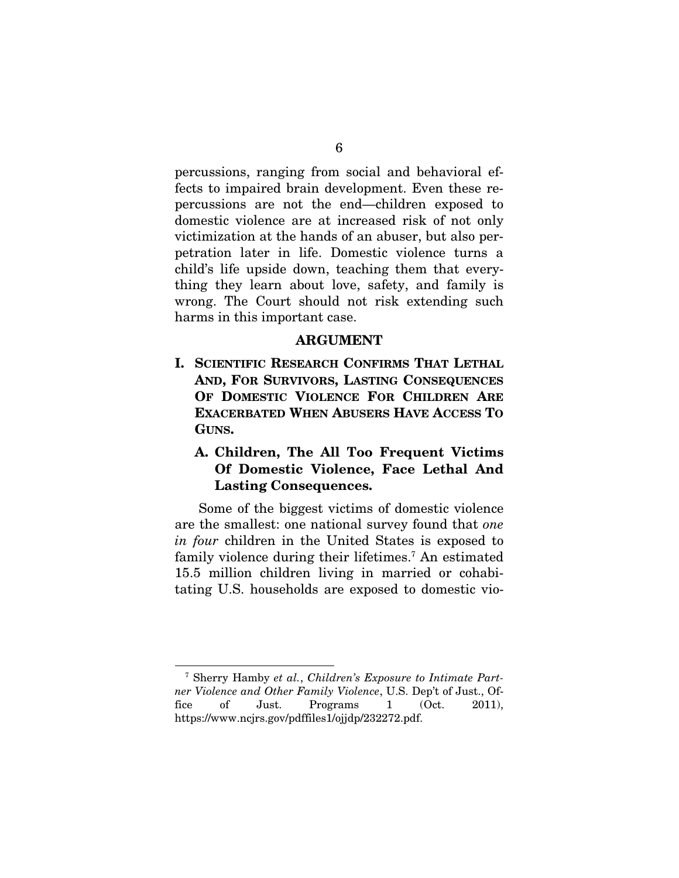percussions, ranging from social and behavioral effects to impaired brain development. Even these repercussions are not the end—children exposed to domestic violence are at increased risk of not only victimization at the hands of an abuser, but also perpetration later in life. Domestic violence turns a child's life upside down, teaching them that everything they learn about love, safety, and family is wrong. The Court should not risk extending such harms in this important case.

## ARGUMENT

### I. SCIENTIFIC RESEARCH CONFIRMS THAT LETHAL AND, FOR SURVIVORS, LASTING CONSEQUENCES OF DOMESTIC VIOLENCE FOR CHILDREN ARE EXACERBATED WHEN ABUSERS HAVE ACCESS TO GUNS.

#### A. Children, The All Too Frequent Victims Of Domestic Violence, Face Lethal And Lasting Consequences.

Some of the biggest victims of domestic violence are the smallest: one national survey found that *one in four* children in the United States is exposed to family violence during their lifetimes.[7] An estimated 15.5 million children living in married or cohabitating U.S. households are exposed to domestic vio-

---

[7] Sherry Hamby *et al.*, *Children's Exposure to Intimate Partner Violence and Other Family Violence*, U.S. Dep't of Just., Office of Just. Programs 1 (Oct. 2011), https://www.ncjrs.gov/pdffiles1/ojjdp/232272.pdf.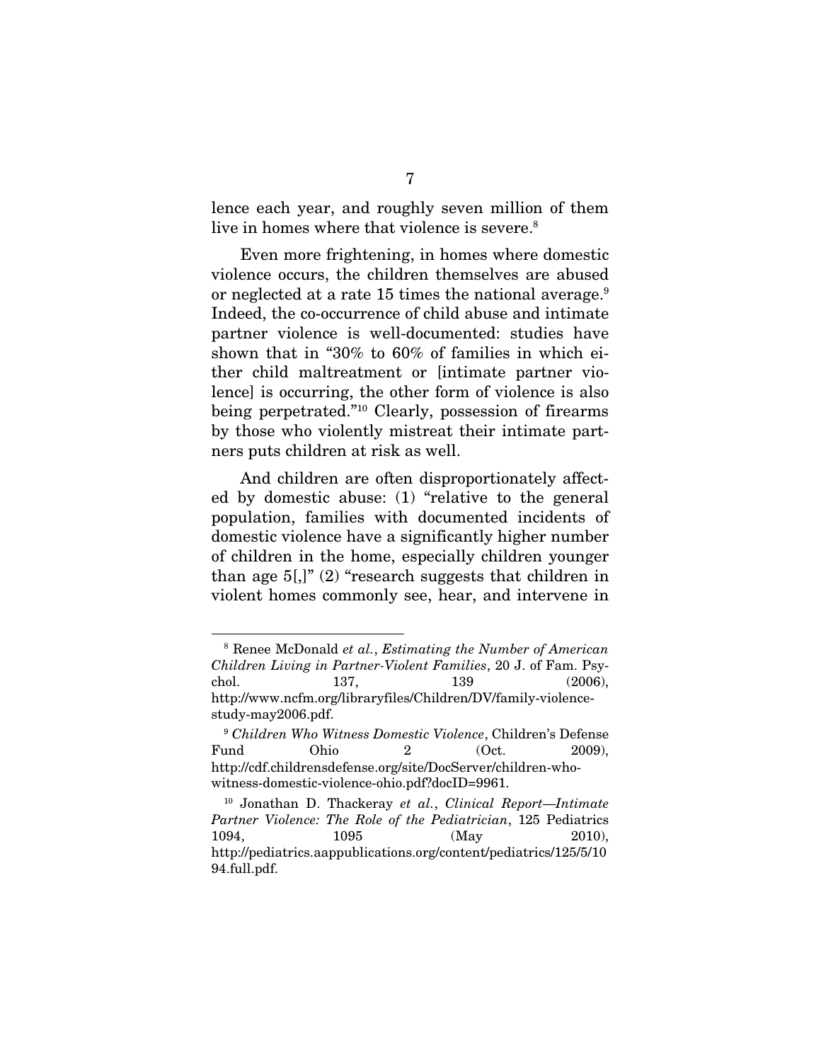lence each year, and roughly seven million of them live in homes where that violence is severe.[8]

Even more frightening, in homes where domestic violence occurs, the children themselves are abused or neglected at a rate 15 times the national average.[9] Indeed, the co-occurrence of child abuse and intimate partner violence is well-documented: studies have shown that in "30% to 60% of families in which either child maltreatment or [intimate partner violence] is occurring, the other form of violence is also being perpetrated."[10] Clearly, possession of firearms by those who violently mistreat their intimate partners puts children at risk as well.

And children are often disproportionately affected by domestic abuse: (1) "relative to the general population, families with documented incidents of domestic violence have a significantly higher number of children in the home, especially children younger than age 5[,]" (2) "research suggests that children in violent homes commonly see, hear, and intervene in

---

[8] Renee McDonald *et al.*, *Estimating the Number of American Children Living in Partner-Violent Families*, 20 J. of Fam. Psychol. 137, 139 (2006), http://www.ncfm.org/libraryfiles/Children/DV/family-violence-study-may2006.pdf.

[9] *Children Who Witness Domestic Violence*, Children's Defense Fund Ohio 2 (Oct. 2009), http://cdf.childrensdefense.org/site/DocServer/children-who-witness-domestic-violence-ohio.pdf?docID=9961.

[10] Jonathan D. Thackeray *et al.*, *Clinical Report—Intimate Partner Violence: The Role of the Pediatrician*, 125 Pediatrics 1094, 1095 (May 2010), http://pediatrics.aappublications.org/content/pediatrics/125/5/1094.full.pdf.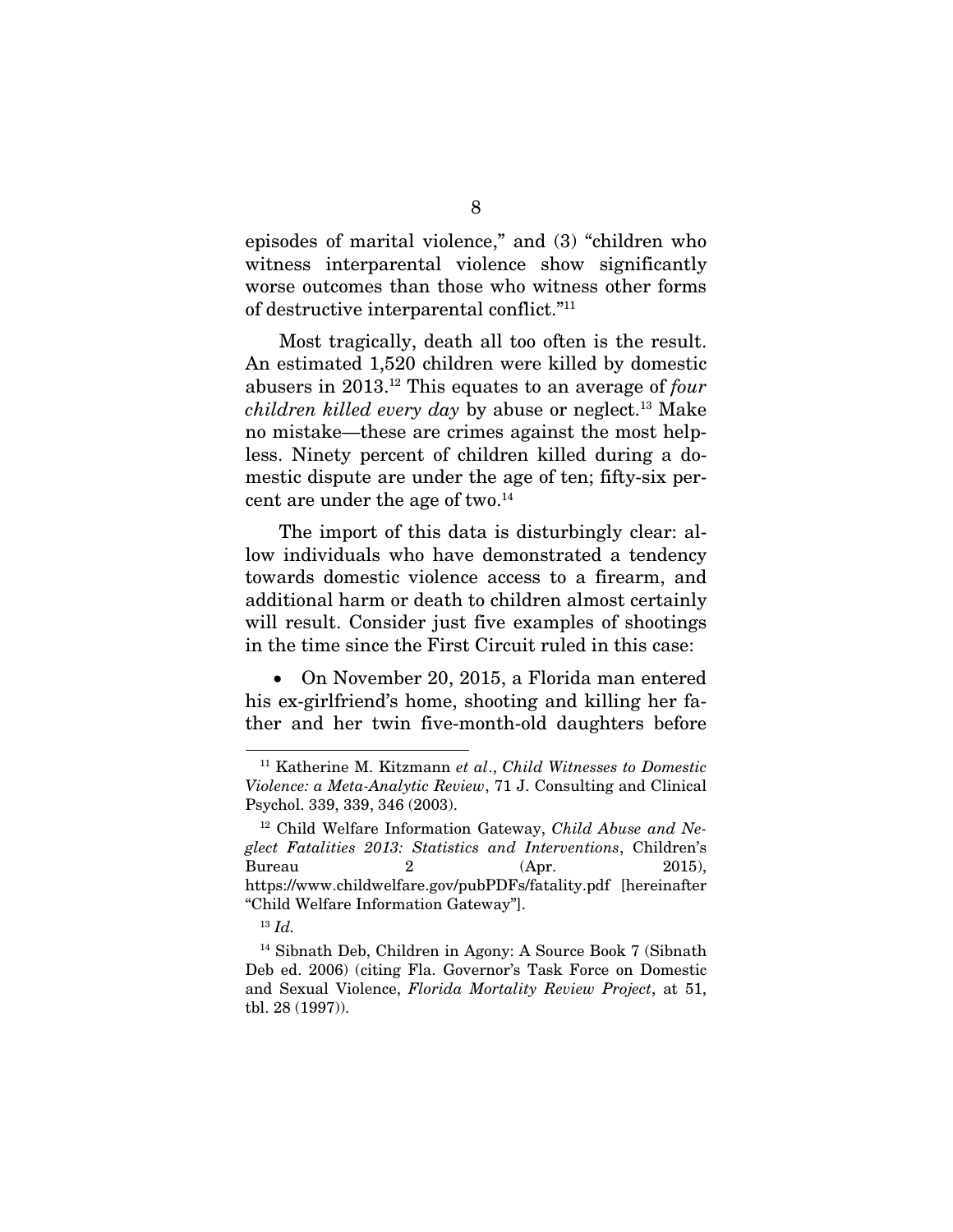episodes of marital violence," and (3) "children who witness interparental violence show significantly worse outcomes than those who witness other forms of destructive interparental conflict."[11]

Most tragically, death all too often is the result. An estimated 1,520 children were killed by domestic abusers in 2013.[12] This equates to an average of *four children killed every day* by abuse or neglect.[13] Make no mistake—these are crimes against the most helpless. Ninety percent of children killed during a domestic dispute are under the age of ten; fifty-six percent are under the age of two.[14]

The import of this data is disturbingly clear: allow individuals who have demonstrated a tendency towards domestic violence access to a firearm, and additional harm or death to children almost certainly will result. Consider just five examples of shootings in the time since the First Circuit ruled in this case:

- On November 20, 2015, a Florida man entered his ex-girlfriend's home, shooting and killing her father and her twin five-month-old daughters before

---

[11] Katherine M. Kitzmann *et al*., *Child Witnesses to Domestic Violence: a Meta-Analytic Review*, 71 J. Consulting and Clinical Psychol. 339, 339, 346 (2003).

[12] Child Welfare Information Gateway, *Child Abuse and Neglect Fatalities 2013: Statistics and Interventions*, Children's Bureau 2 (Apr. 2015), https://www.childwelfare.gov/pubPDFs/fatality.pdf [hereinafter "Child Welfare Information Gateway"].

[13] *Id.*

[14] Sibnath Deb, Children in Agony: A Source Book 7 (Sibnath Deb ed. 2006) (citing Fla. Governor's Task Force on Domestic and Sexual Violence, *Florida Mortality Review Project*, at 51, tbl. 28 (1997)).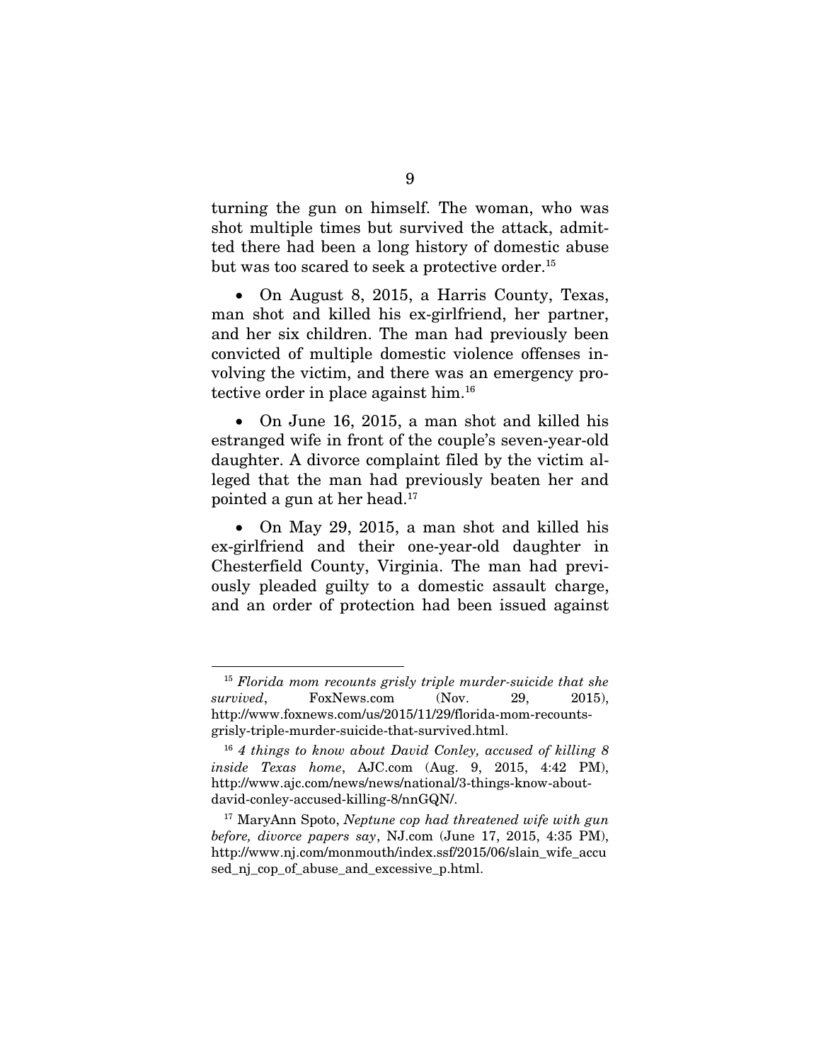turning the gun on himself. The woman, who was shot multiple times but survived the attack, admitted there had been a long history of domestic abuse but was too scared to seek a protective order.[15]

- On August 8, 2015, a Harris County, Texas, man shot and killed his ex-girlfriend, her partner, and her six children. The man had previously been convicted of multiple domestic violence offenses involving the victim, and there was an emergency protective order in place against him.[16]

- On June 16, 2015, a man shot and killed his estranged wife in front of the couple's seven-year-old daughter. A divorce complaint filed by the victim alleged that the man had previously beaten her and pointed a gun at her head.[17]

- On May 29, 2015, a man shot and killed his ex-girlfriend and their one-year-old daughter in Chesterfield County, Virginia. The man had previously pleaded guilty to a domestic assault charge, and an order of protection had been issued against

---

[15] *Florida mom recounts grisly triple murder-suicide that she survived*, FoxNews.com (Nov. 29, 2015), http://www.foxnews.com/us/2015/11/29/florida-mom-recounts-grisly-triple-murder-suicide-that-survived.html.

[16] *4 things to know about David Conley, accused of killing 8 inside Texas home*, AJC.com (Aug. 9, 2015, 4:42 PM), http://www.ajc.com/news/news/national/3-things-know-about-david-conley-accused-killing-8/nnGQN/.

[17] MaryAnn Spoto, *Neptune cop had threatened wife with gun before, divorce papers say*, NJ.com (June 17, 2015, 4:35 PM), http://www.nj.com/monmouth/index.ssf/2015/06/slain_wife_accused_nj_cop_of_abuse_and_excessive_p.html.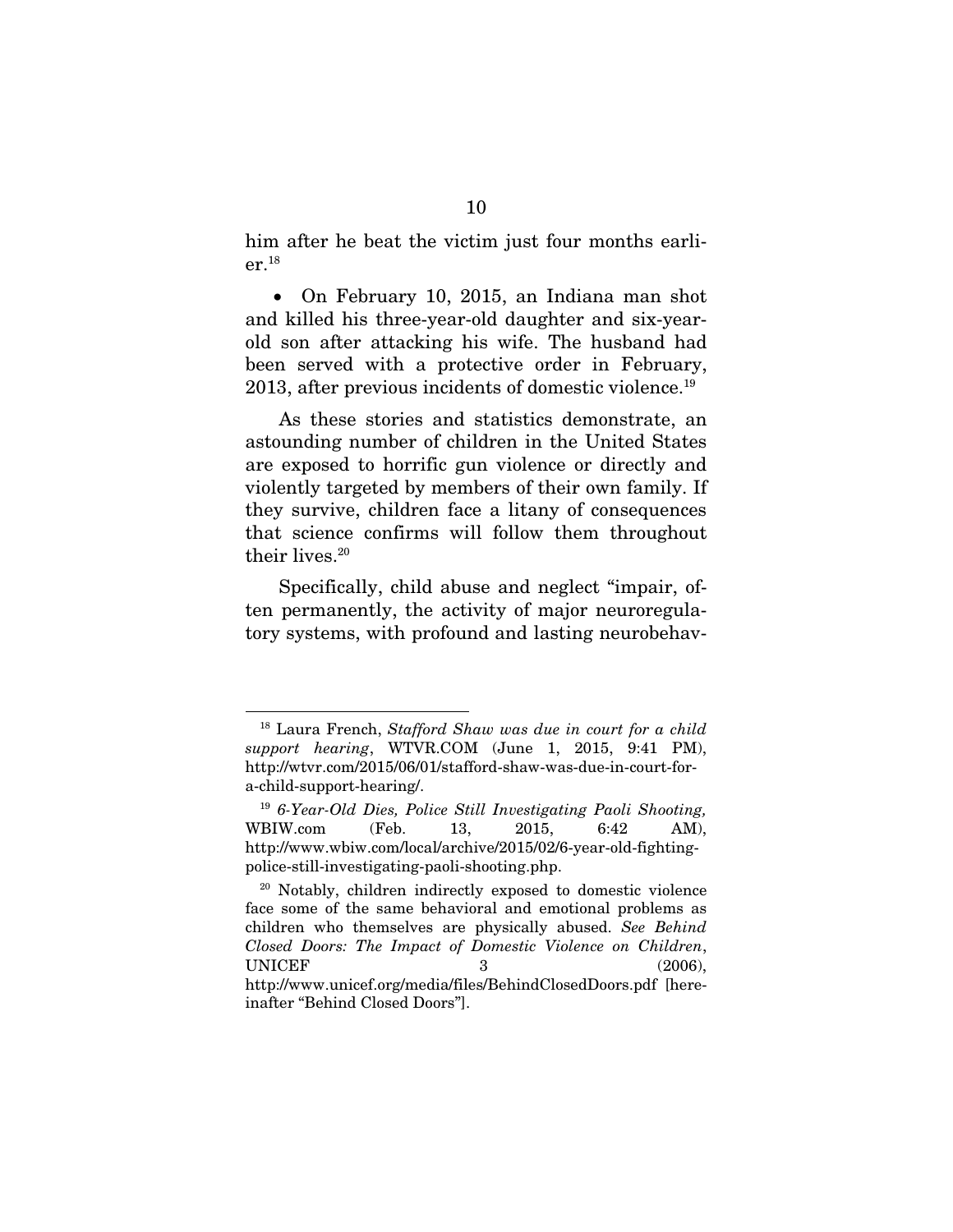him after he beat the victim just four months earlier.[18]

- On February 10, 2015, an Indiana man shot and killed his three-year-old daughter and six-year-old son after attacking his wife. The husband had been served with a protective order in February, 2013, after previous incidents of domestic violence.[19]

As these stories and statistics demonstrate, an astounding number of children in the United States are exposed to horrific gun violence or directly and violently targeted by members of their own family. If they survive, children face a litany of consequences that science confirms will follow them throughout their lives.[20]

Specifically, child abuse and neglect "impair, often permanently, the activity of major neuroregulatory systems, with profound and lasting neurobehav-

---

[18] Laura French, *Stafford Shaw was due in court for a child support hearing*, WTVR.COM (June 1, 2015, 9:41 PM), http://wtvr.com/2015/06/01/stafford-shaw-was-due-in-court-for-a-child-support-hearing/.

[19] *6-Year-Old Dies, Police Still Investigating Paoli Shooting,* WBIW.com (Feb. 13, 2015, 6:42 AM), http://www.wbiw.com/local/archive/2015/02/6-year-old-fighting-police-still-investigating-paoli-shooting.php.

[20] Notably, children indirectly exposed to domestic violence face some of the same behavioral and emotional problems as children who themselves are physically abused. *See Behind Closed Doors: The Impact of Domestic Violence on Children*, UNICEF 3 (2006), http://www.unicef.org/media/files/BehindClosedDoors.pdf [hereinafter "Behind Closed Doors"].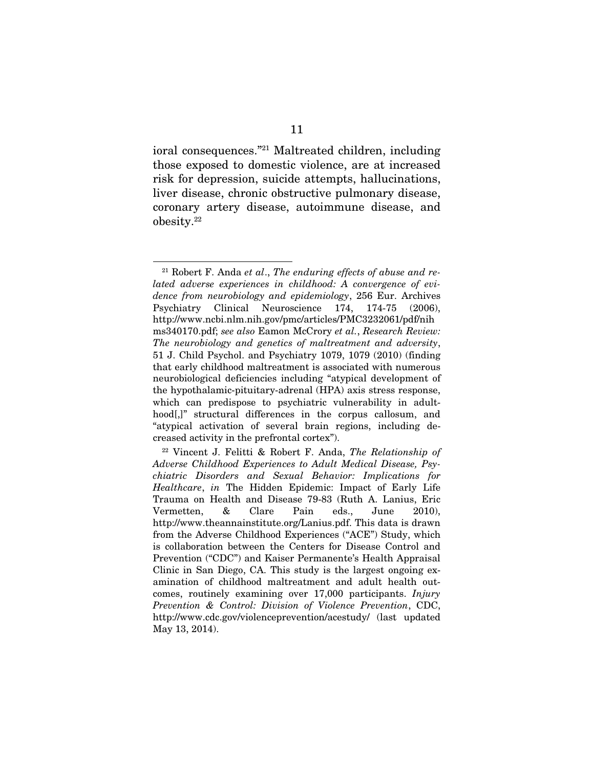ioral consequences."[21] Maltreated children, including those exposed to domestic violence, are at increased risk for depression, suicide attempts, hallucinations, liver disease, chronic obstructive pulmonary disease, coronary artery disease, autoimmune disease, and obesity.[22]

---

[21] Robert F. Anda *et al*., *The enduring effects of abuse and related adverse experiences in childhood: A convergence of evidence from neurobiology and epidemiology*, 256 Eur. Archives Psychiatry Clinical Neuroscience 174, 174-75 (2006), http://www.ncbi.nlm.nih.gov/pmc/articles/PMC3232061/pdf/nihms340170.pdf; *see also* Eamon McCrory *et al.*, *Research Review: The neurobiology and genetics of maltreatment and adversity*, 51 J. Child Psychol. and Psychiatry 1079, 1079 (2010) (finding that early childhood maltreatment is associated with numerous neurobiological deficiencies including "atypical development of the hypothalamic-pituitary-adrenal (HPA) axis stress response, which can predispose to psychiatric vulnerability in adulthood[,]" structural differences in the corpus callosum, and "atypical activation of several brain regions, including decreased activity in the prefrontal cortex").

[22] Vincent J. Felitti & Robert F. Anda, *The Relationship of Adverse Childhood Experiences to Adult Medical Disease, Psychiatric Disorders and Sexual Behavior: Implications for Healthcare*, *in* The Hidden Epidemic: Impact of Early Life Trauma on Health and Disease 79-83 (Ruth A. Lanius, Eric Vermetten, & Clare Pain eds., June 2010), http://www.theannainstitute.org/Lanius.pdf. This data is drawn from the Adverse Childhood Experiences ("ACE") Study, which is collaboration between the Centers for Disease Control and Prevention ("CDC") and Kaiser Permanente's Health Appraisal Clinic in San Diego, CA. This study is the largest ongoing examination of childhood maltreatment and adult health outcomes, routinely examining over 17,000 participants. *Injury Prevention & Control: Division of Violence Prevention*, CDC, http://www.cdc.gov/violenceprevention/acestudy/ (last updated May 13, 2014).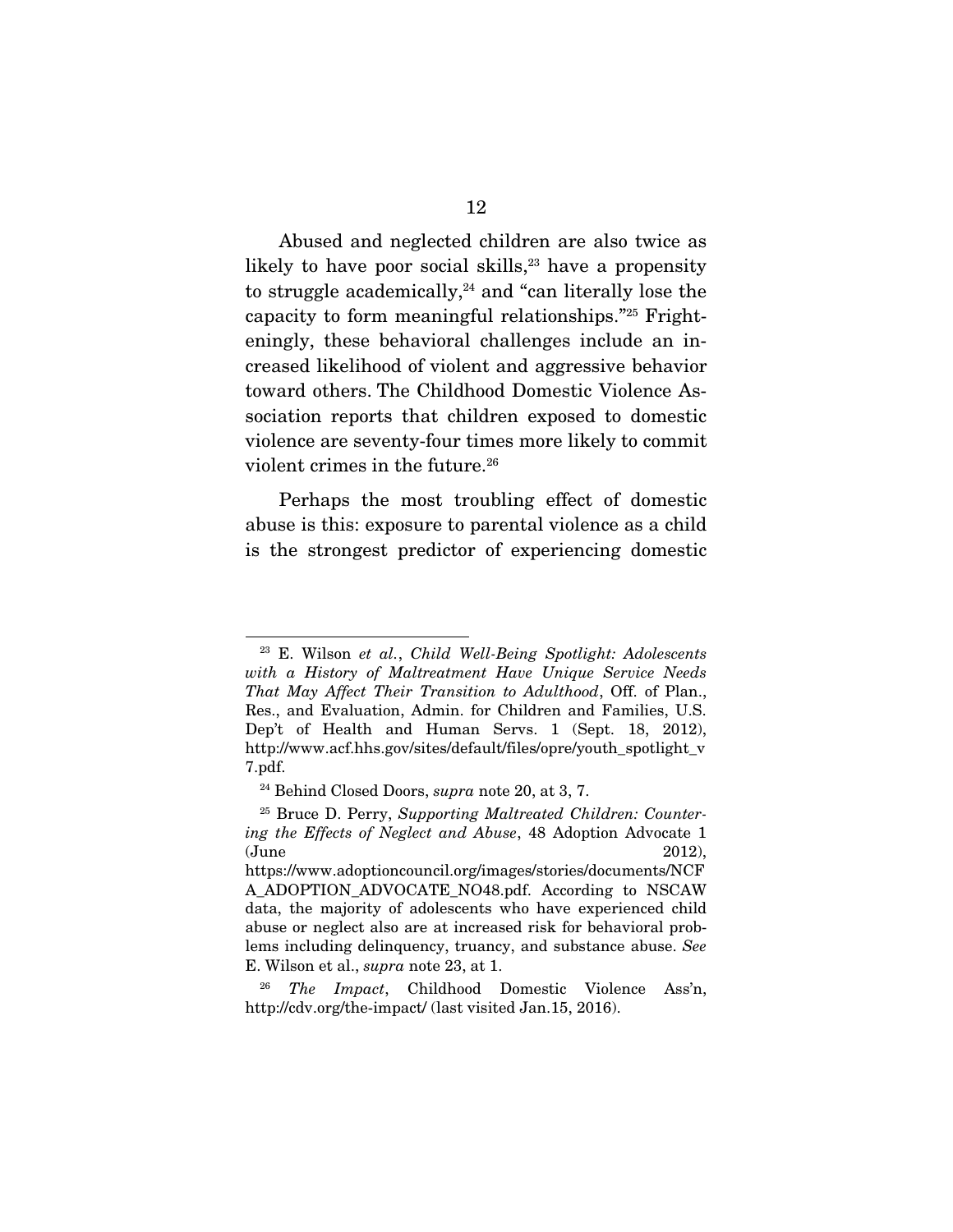Abused and neglected children are also twice as likely to have poor social skills,[23] have a propensity to struggle academically,[24] and "can literally lose the capacity to form meaningful relationships."[25] Frighteningly, these behavioral challenges include an increased likelihood of violent and aggressive behavior toward others. The Childhood Domestic Violence Association reports that children exposed to domestic violence are seventy-four times more likely to commit violent crimes in the future.[26]

Perhaps the most troubling effect of domestic abuse is this: exposure to parental violence as a child is the strongest predictor of experiencing domestic

---

[23] E. Wilson *et al.*, *Child Well-Being Spotlight: Adolescents with a History of Maltreatment Have Unique Service Needs That May Affect Their Transition to Adulthood*, Off. of Plan., Res., and Evaluation, Admin. for Children and Families, U.S. Dep't of Health and Human Servs. 1 (Sept. 18, 2012), http://www.acf.hhs.gov/sites/default/files/opre/youth_spotlight_v7.pdf.

[24] Behind Closed Doors, *supra* note 20, at 3, 7.

[25] Bruce D. Perry, *Supporting Maltreated Children: Countering the Effects of Neglect and Abuse*, 48 Adoption Advocate 1 (June 2012), https://www.adoptioncouncil.org/images/stories/documents/NCFA_ADOPTION_ADVOCATE_NO48.pdf. According to NSCAW data, the majority of adolescents who have experienced child abuse or neglect also are at increased risk for behavioral problems including delinquency, truancy, and substance abuse. *See* E. Wilson et al., *supra* note 23, at 1.

[26] *The Impact*, Childhood Domestic Violence Ass'n, http://cdv.org/the-impact/ (last visited Jan.15, 2016).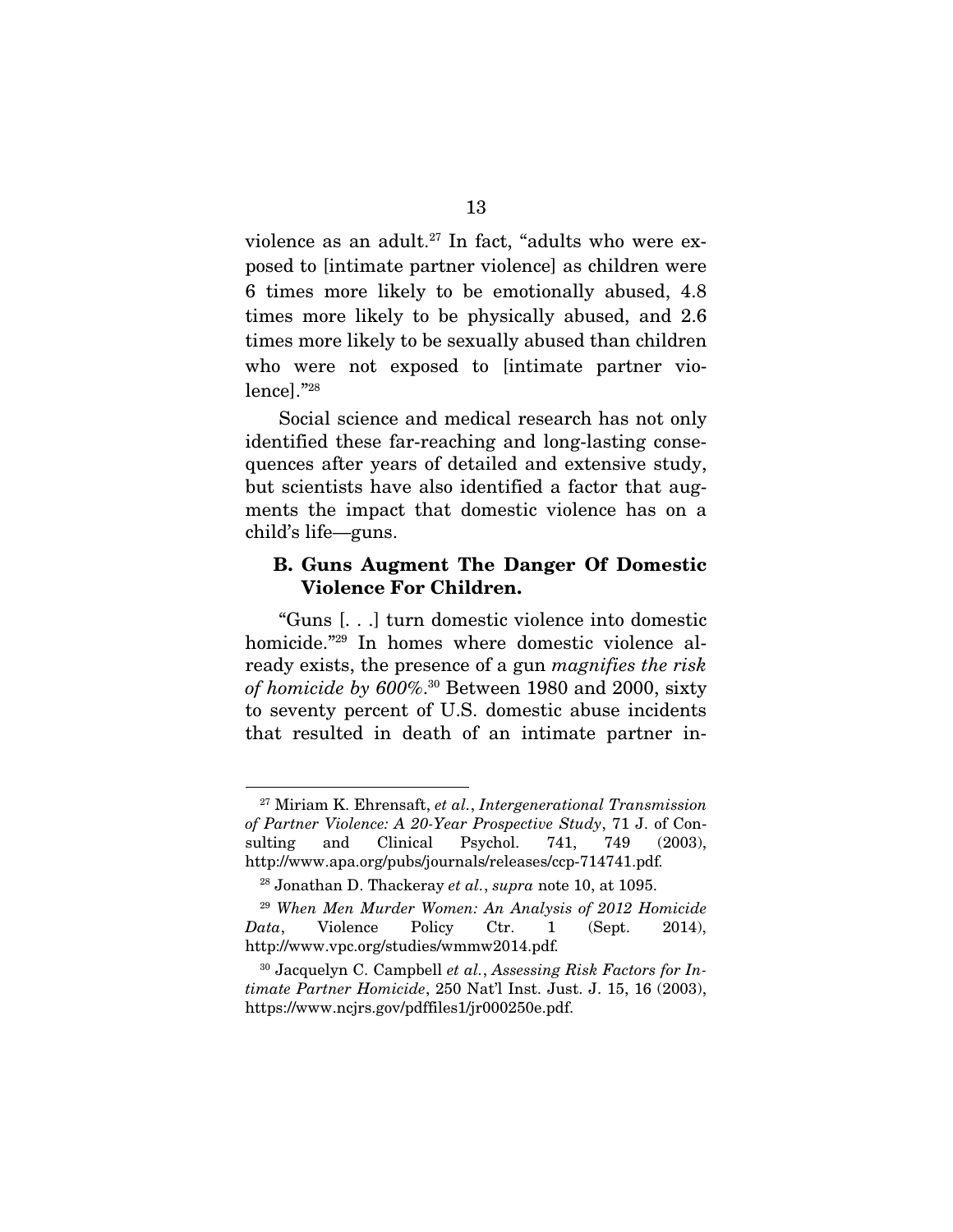violence as an adult.[27] In fact, "adults who were exposed to [intimate partner violence] as children were 6 times more likely to be emotionally abused, 4.8 times more likely to be physically abused, and 2.6 times more likely to be sexually abused than children who were not exposed to [intimate partner violence]."[28]

Social science and medical research has not only identified these far-reaching and long-lasting consequences after years of detailed and extensive study, but scientists have also identified a factor that augments the impact that domestic violence has on a child's life—guns.

### B. Guns Augment The Danger Of Domestic Violence For Children.

"Guns [. . .] turn domestic violence into domestic homicide."[29] In homes where domestic violence already exists, the presence of a gun *magnifies the risk of homicide by 600%*.[30] Between 1980 and 2000, sixty to seventy percent of U.S. domestic abuse incidents that resulted in death of an intimate partner in-

---

[27] Miriam K. Ehrensaft, *et al.*, *Intergenerational Transmission of Partner Violence: A 20-Year Prospective Study*, 71 J. of Consulting and Clinical Psychol. 741, 749 (2003), http://www.apa.org/pubs/journals/releases/ccp-714741.pdf.

[28] Jonathan D. Thackeray *et al.*, *supra* note 10, at 1095.

[29] *When Men Murder Women: An Analysis of 2012 Homicide Data*, Violence Policy Ctr. 1 (Sept. 2014), http://www.vpc.org/studies/wmmw2014.pdf.

[30] Jacquelyn C. Campbell *et al.*, *Assessing Risk Factors for Intimate Partner Homicide*, 250 Nat'l Inst. Just. J. 15, 16 (2003), https://www.ncjrs.gov/pdffiles1/jr000250e.pdf.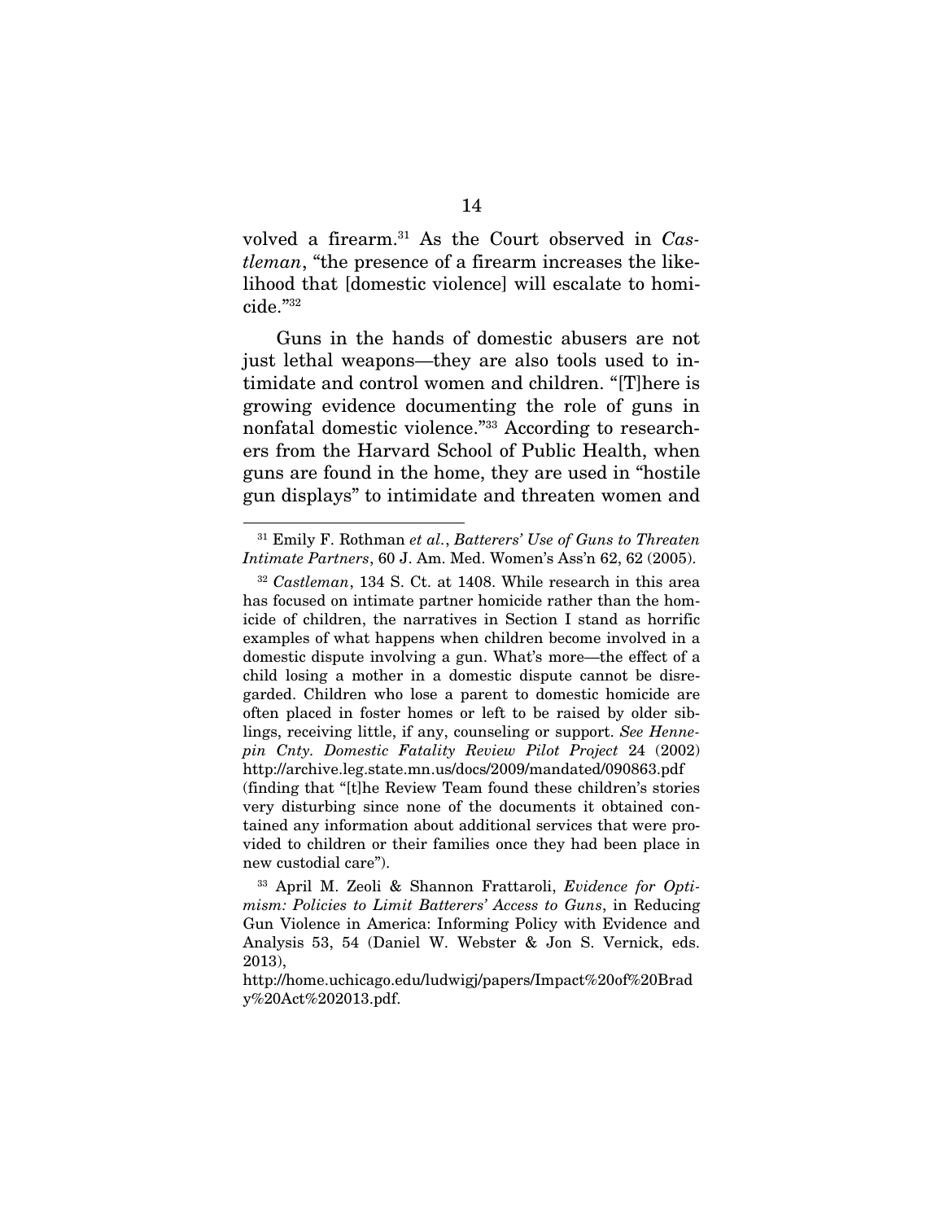volved a firearm.[31] As the Court observed in *Castleman*, "the presence of a firearm increases the likelihood that [domestic violence] will escalate to homicide."[32]

Guns in the hands of domestic abusers are not just lethal weapons—they are also tools used to intimidate and control women and children. "[T]here is growing evidence documenting the role of guns in nonfatal domestic violence."[33] According to researchers from the Harvard School of Public Health, when guns are found in the home, they are used in "hostile gun displays" to intimidate and threaten women and

---

[31] Emily F. Rothman *et al.*, *Batterers' Use of Guns to Threaten Intimate Partners*, 60 J. Am. Med. Women's Ass'n 62, 62 (2005).

[32] *Castleman*, 134 S. Ct. at 1408. While research in this area has focused on intimate partner homicide rather than the homicide of children, the narratives in Section I stand as horrific examples of what happens when children become involved in a domestic dispute involving a gun. What's more—the effect of a child losing a mother in a domestic dispute cannot be disregarded. Children who lose a parent to domestic homicide are often placed in foster homes or left to be raised by older siblings, receiving little, if any, counseling or support. *See Hennepin Cnty. Domestic Fatality Review Pilot Project* 24 (2002) http://archive.leg.state.mn.us/docs/2009/mandated/090863.pdf (finding that "[t]he Review Team found these children's stories very disturbing since none of the documents it obtained contained any information about additional services that were provided to children or their families once they had been place in new custodial care").

[33] April M. Zeoli & Shannon Frattaroli, *Evidence for Optimism: Policies to Limit Batterers' Access to Guns*, in Reducing Gun Violence in America: Informing Policy with Evidence and Analysis 53, 54 (Daniel W. Webster & Jon S. Vernick, eds. 2013), http://home.uchicago.edu/ludwigj/papers/Impact%20of%20Brady%20Act%202013.pdf.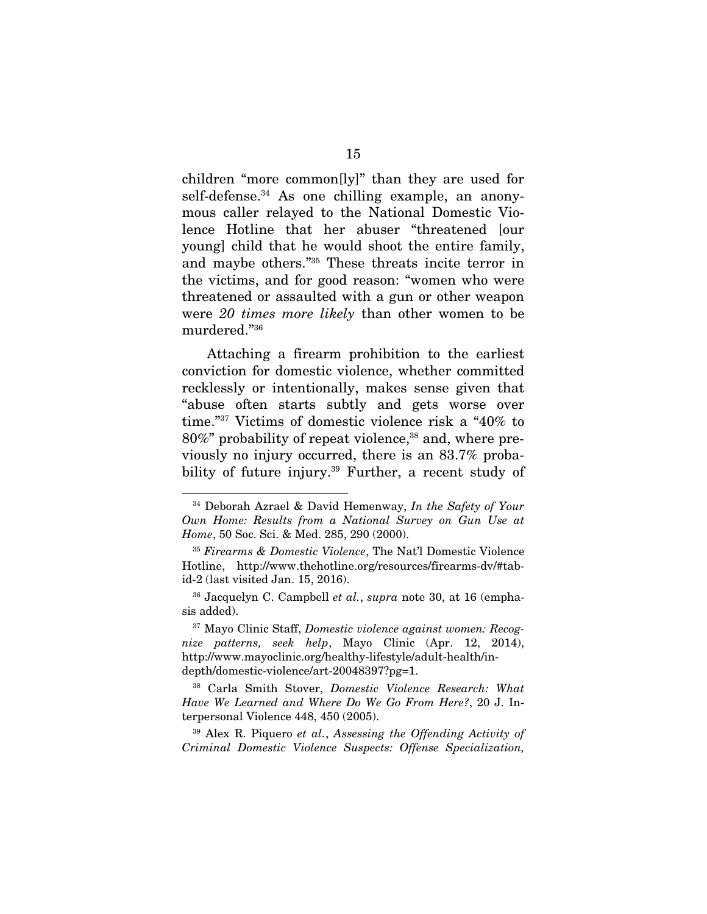children "more common[ly]" than they are used for self-defense.[34] As one chilling example, an anonymous caller relayed to the National Domestic Violence Hotline that her abuser "threatened [our young] child that he would shoot the entire family, and maybe others."[35] These threats incite terror in the victims, and for good reason: "women who were threatened or assaulted with a gun or other weapon were *20 times more likely* than other women to be murdered."[36]

Attaching a firearm prohibition to the earliest conviction for domestic violence, whether committed recklessly or intentionally, makes sense given that "abuse often starts subtly and gets worse over time."[37] Victims of domestic violence risk a "40% to 80%" probability of repeat violence,[38] and, where previously no injury occurred, there is an 83.7% probability of future injury.[39] Further, a recent study of

---

[34] Deborah Azrael & David Hemenway, *In the Safety of Your Own Home: Results from a National Survey on Gun Use at Home*, 50 Soc. Sci. & Med. 285, 290 (2000).

[35] *Firearms & Domestic Violence*, The Nat'l Domestic Violence Hotline, http://www.thehotline.org/resources/firearms-dv/#tab-id-2 (last visited Jan. 15, 2016).

[36] Jacquelyn C. Campbell *et al.*, *supra* note 30, at 16 (emphasis added).

[37] Mayo Clinic Staff, *Domestic violence against women: Recognize patterns, seek help*, Mayo Clinic (Apr. 12, 2014), http://www.mayoclinic.org/healthy-lifestyle/adult-health/in-depth/domestic-violence/art-20048397?pg=1.

[38] Carla Smith Stover, *Domestic Violence Research: What Have We Learned and Where Do We Go From Here?*, 20 J. Interpersonal Violence 448, 450 (2005).

[39] Alex R. Piquero *et al.*, *Assessing the Offending Activity of Criminal Domestic Violence Suspects: Offense Specialization,*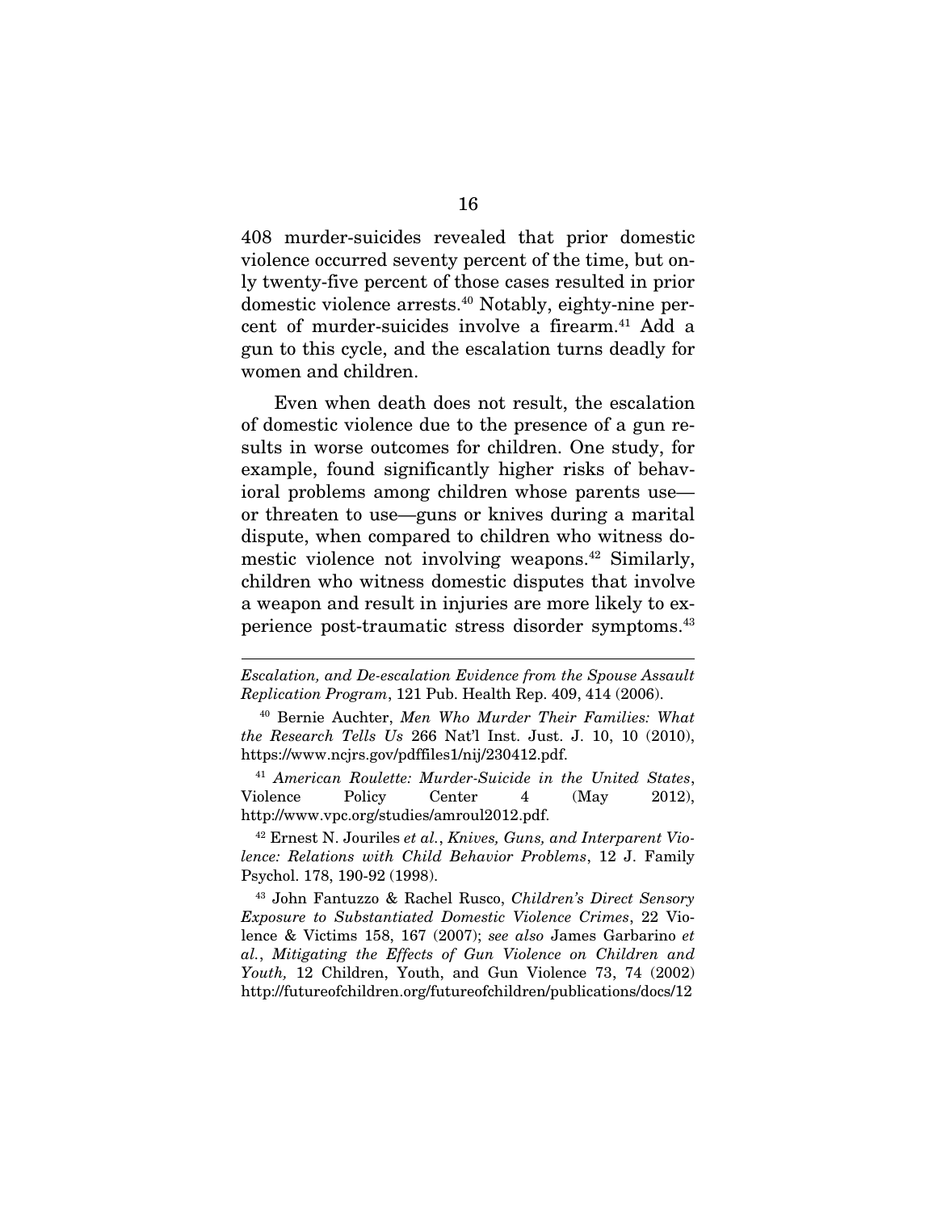408 murder-suicides revealed that prior domestic violence occurred seventy percent of the time, but only twenty-five percent of those cases resulted in prior domestic violence arrests.[40] Notably, eighty-nine percent of murder-suicides involve a firearm.[41] Add a gun to this cycle, and the escalation turns deadly for women and children.

Even when death does not result, the escalation of domestic violence due to the presence of a gun results in worse outcomes for children. One study, for example, found significantly higher risks of behavioral problems among children whose parents use—or threaten to use—guns or knives during a marital dispute, when compared to children who witness domestic violence not involving weapons.[42] Similarly, children who witness domestic disputes that involve a weapon and result in injuries are more likely to experience post-traumatic stress disorder symptoms.[43]

---

*Escalation, and De-escalation Evidence from the Spouse Assault Replication Program*, 121 Pub. Health Rep. 409, 414 (2006).

[40] Bernie Auchter, *Men Who Murder Their Families: What the Research Tells Us* 266 Nat'l Inst. Just. J. 10, 10 (2010), https://www.ncjrs.gov/pdffiles1/nij/230412.pdf.

[41] *American Roulette: Murder-Suicide in the United States*, Violence Policy Center 4 (May 2012), http://www.vpc.org/studies/amroul2012.pdf.

[42] Ernest N. Jouriles *et al.*, *Knives, Guns, and Interparent Violence: Relations with Child Behavior Problems*, 12 J. Family Psychol. 178, 190-92 (1998).

[43] John Fantuzzo & Rachel Rusco, *Children's Direct Sensory Exposure to Substantiated Domestic Violence Crimes*, 22 Violence & Victims 158, 167 (2007); *see also* James Garbarino *et al.*, *Mitigating the Effects of Gun Violence on Children and Youth,* 12 Children, Youth, and Gun Violence 73, 74 (2002) http://futureofchildren.org/futureofchildren/publications/docs/12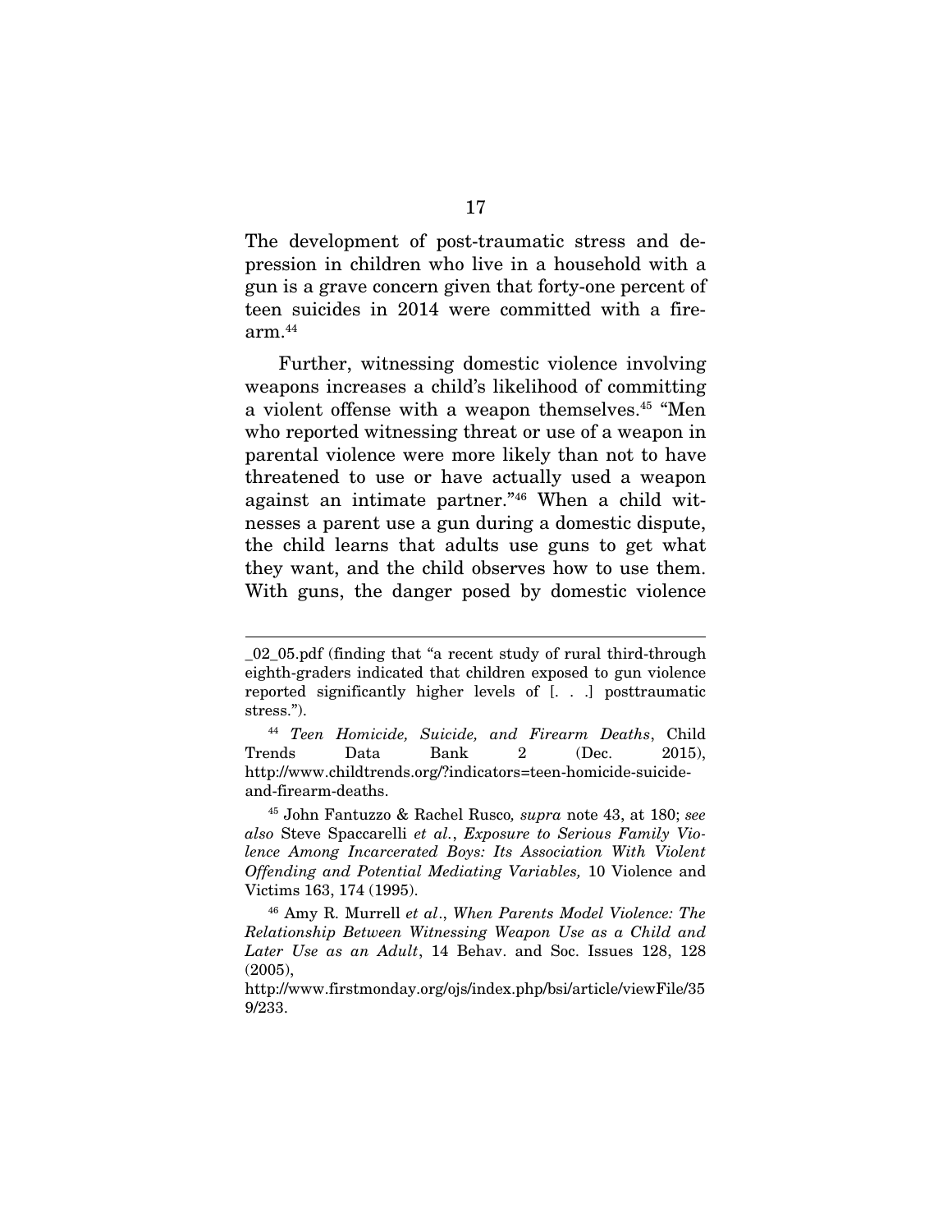The development of post-traumatic stress and depression in children who live in a household with a gun is a grave concern given that forty-one percent of teen suicides in 2014 were committed with a firearm.[44]

Further, witnessing domestic violence involving weapons increases a child's likelihood of committing a violent offense with a weapon themselves.[45] "Men who reported witnessing threat or use of a weapon in parental violence were more likely than not to have threatened to use or have actually used a weapon against an intimate partner."[46] When a child witnesses a parent use a gun during a domestic dispute, the child learns that adults use guns to get what they want, and the child observes how to use them. With guns, the danger posed by domestic violence

---

_02_05.pdf (finding that "a recent study of rural third-through eighth-graders indicated that children exposed to gun violence reported significantly higher levels of [. . .] posttraumatic stress.").

[44] *Teen Homicide, Suicide, and Firearm Deaths*, Child Trends Data Bank 2 (Dec. 2015), http://www.childtrends.org/?indicators=teen-homicide-suicide-and-firearm-deaths.

[45] John Fantuzzo & Rachel Rusco*, supra* note 43, at 180; *see also* Steve Spaccarelli *et al.*, *Exposure to Serious Family Violence Among Incarcerated Boys: Its Association With Violent Offending and Potential Mediating Variables,* 10 Violence and Victims 163, 174 (1995).

[46] Amy R. Murrell *et al*., *When Parents Model Violence: The Relationship Between Witnessing Weapon Use as a Child and Later Use as an Adult*, 14 Behav. and Soc. Issues 128, 128 (2005), http://www.firstmonday.org/ojs/index.php/bsi/article/viewFile/359/233.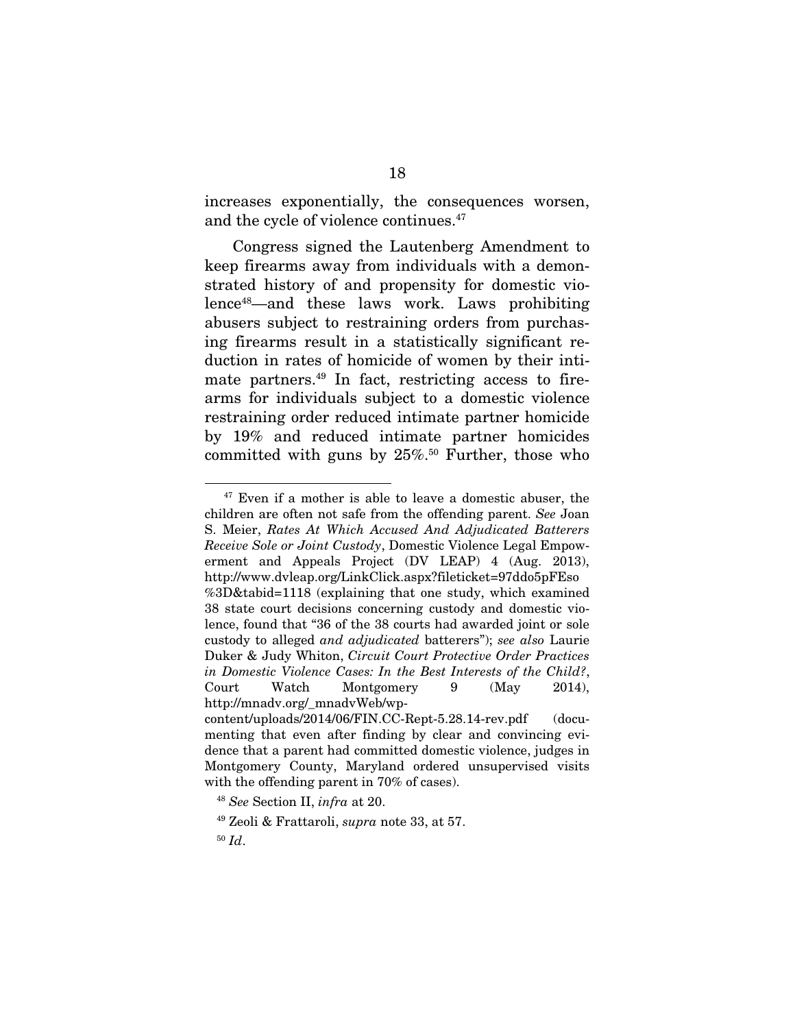increases exponentially, the consequences worsen, and the cycle of violence continues.[47]

Congress signed the Lautenberg Amendment to keep firearms away from individuals with a demonstrated history of and propensity for domestic violence[48]—and these laws work. Laws prohibiting abusers subject to restraining orders from purchasing firearms result in a statistically significant reduction in rates of homicide of women by their intimate partners.[49] In fact, restricting access to firearms for individuals subject to a domestic violence restraining order reduced intimate partner homicide by 19% and reduced intimate partner homicides committed with guns by 25%.[50] Further, those who

---

[47] Even if a mother is able to leave a domestic abuser, the children are often not safe from the offending parent. *See* Joan S. Meier, *Rates At Which Accused And Adjudicated Batterers Receive Sole or Joint Custody*, Domestic Violence Legal Empowerment and Appeals Project (DV LEAP) 4 (Aug. 2013), http://www.dvleap.org/LinkClick.aspx?fileticket=97ddo5pFEso%3D&tabid=1118 (explaining that one study, which examined 38 state court decisions concerning custody and domestic violence, found that "36 of the 38 courts had awarded joint or sole custody to alleged *and adjudicated* batterers"); *see also* Laurie Duker & Judy Whiton, *Circuit Court Protective Order Practices in Domestic Violence Cases: In the Best Interests of the Child?*, Court Watch Montgomery 9 (May 2014), http://mnadv.org/_mnadvWeb/wp-content/uploads/2014/06/FIN.CC-Rept-5.28.14-rev.pdf (documenting that even after finding by clear and convincing evidence that a parent had committed domestic violence, judges in Montgomery County, Maryland ordered unsupervised visits with the offending parent in 70% of cases).

[48] *See* Section II, *infra* at 20.

[49] Zeoli & Frattaroli, *supra* note 33, at 57.

[50] *Id*.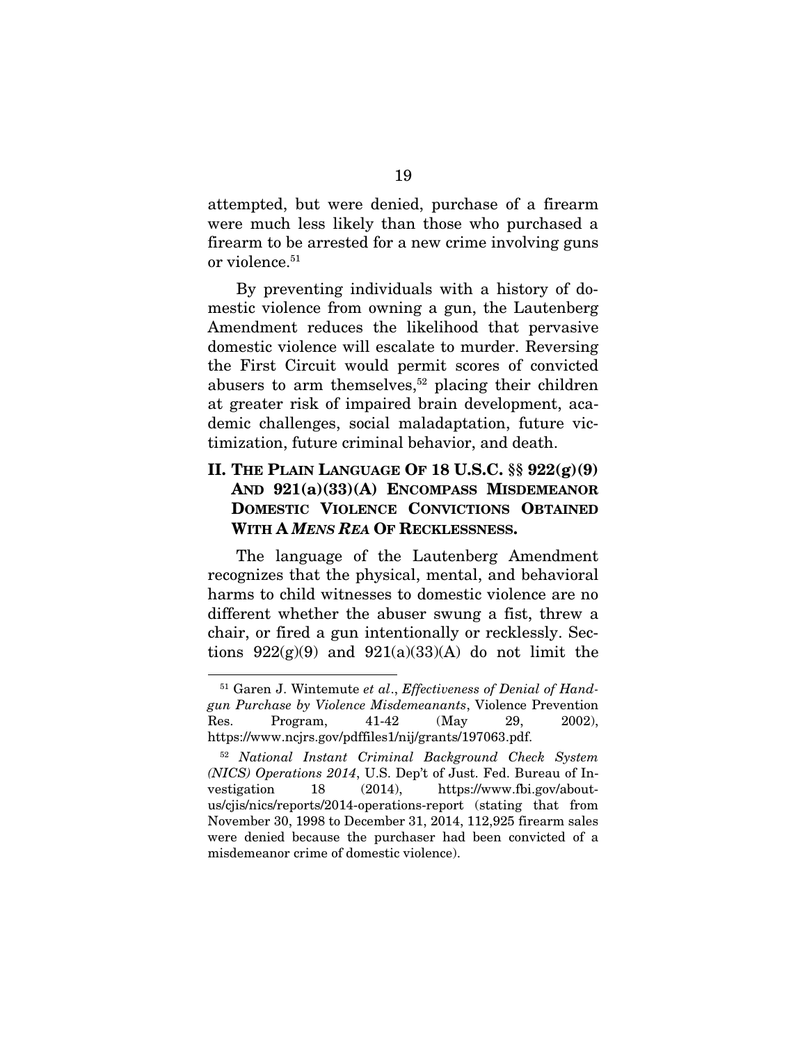attempted, but were denied, purchase of a firearm were much less likely than those who purchased a firearm to be arrested for a new crime involving guns or violence.[51]

By preventing individuals with a history of domestic violence from owning a gun, the Lautenberg Amendment reduces the likelihood that pervasive domestic violence will escalate to murder. Reversing the First Circuit would permit scores of convicted abusers to arm themselves,[52] placing their children at greater risk of impaired brain development, academic challenges, social maladaptation, future victimization, future criminal behavior, and death.

## II. THE PLAIN LANGUAGE OF 18 U.S.C. §§ 922(g)(9) AND 921(a)(33)(A) ENCOMPASS MISDEMEANOR DOMESTIC VIOLENCE CONVICTIONS OBTAINED WITH A *MENS REA* OF RECKLESSNESS.

The language of the Lautenberg Amendment recognizes that the physical, mental, and behavioral harms to child witnesses to domestic violence are no different whether the abuser swung a fist, threw a chair, or fired a gun intentionally or recklessly. Sections 922(g)(9) and 921(a)(33)(A) do not limit the

---

[51] Garen J. Wintemute *et al*., *Effectiveness of Denial of Handgun Purchase by Violence Misdemeanants*, Violence Prevention Res. Program, 41-42 (May 29, 2002), https://www.ncjrs.gov/pdffiles1/nij/grants/197063.pdf.

[52] *National Instant Criminal Background Check System (NICS) Operations 2014*, U.S. Dep't of Just. Fed. Bureau of Investigation 18 (2014), https://www.fbi.gov/about-us/cjis/nics/reports/2014-operations-report (stating that from November 30, 1998 to December 31, 2014, 112,925 firearm sales were denied because the purchaser had been convicted of a misdemeanor crime of domestic violence).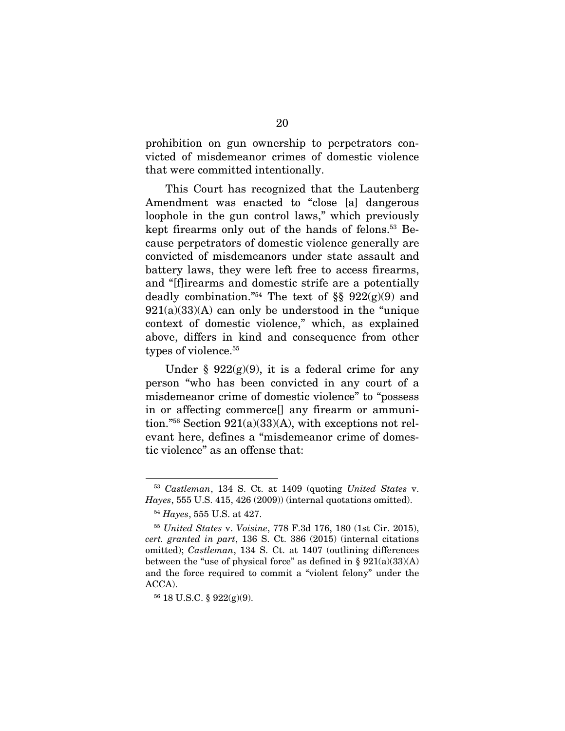prohibition on gun ownership to perpetrators convicted of misdemeanor crimes of domestic violence that were committed intentionally.

This Court has recognized that the Lautenberg Amendment was enacted to "close [a] dangerous loophole in the gun control laws," which previously kept firearms only out of the hands of felons.[53] Because perpetrators of domestic violence generally are convicted of misdemeanors under state assault and battery laws, they were left free to access firearms, and "[f]irearms and domestic strife are a potentially deadly combination."[54] The text of §§ 922(g)(9) and 921(a)(33)(A) can only be understood in the "unique context of domestic violence," which, as explained above, differs in kind and consequence from other types of violence.[55]

Under § 922(g)(9), it is a federal crime for any person "who has been convicted in any court of a misdemeanor crime of domestic violence" to "possess in or affecting commerce[] any firearm or ammunition."[56] Section 921(a)(33)(A), with exceptions not relevant here, defines a "misdemeanor crime of domestic violence" as an offense that:

---

[53] *Castleman*, 134 S. Ct. at 1409 (quoting *United States* v. *Hayes*, 555 U.S. 415, 426 (2009)) (internal quotations omitted).

[54] *Hayes*, 555 U.S. at 427.

[55] *United States* v. *Voisine*, 778 F.3d 176, 180 (1st Cir. 2015), *cert. granted in part*, 136 S. Ct. 386 (2015) (internal citations omitted); *Castleman*, 134 S. Ct. at 1407 (outlining differences between the "use of physical force" as defined in § 921(a)(33)(A) and the force required to commit a "violent felony" under the ACCA).

[56] 18 U.S.C. § 922(g)(9).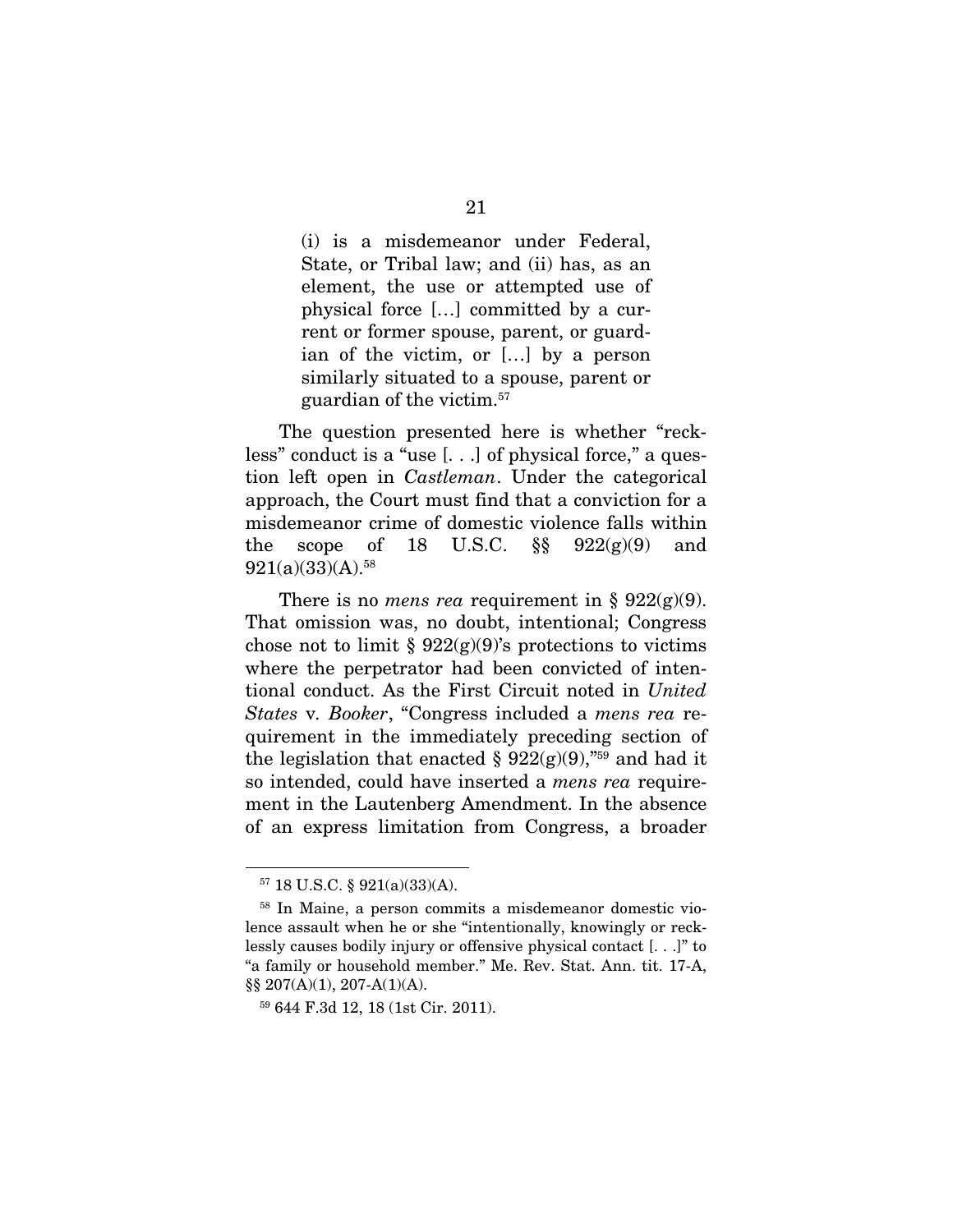> (i) is a misdemeanor under Federal, State, or Tribal law; and (ii) has, as an element, the use or attempted use of physical force […] committed by a current or former spouse, parent, or guardian of the victim, or […] by a person similarly situated to a spouse, parent or guardian of the victim.[57]

The question presented here is whether "reckless" conduct is a "use [. . .] of physical force," a question left open in *Castleman*. Under the categorical approach, the Court must find that a conviction for a misdemeanor crime of domestic violence falls within the scope of 18 U.S.C. §§ 922(g)(9) and 921(a)(33)(A).[58]

There is no *mens rea* requirement in § 922(g)(9). That omission was, no doubt, intentional; Congress chose not to limit § 922(g)(9)'s protections to victims where the perpetrator had been convicted of intentional conduct. As the First Circuit noted in *United States* v. *Booker*, "Congress included a *mens rea* requirement in the immediately preceding section of the legislation that enacted § 922(g)(9),"[59] and had it so intended, could have inserted a *mens rea* requirement in the Lautenberg Amendment. In the absence of an express limitation from Congress, a broader

---

[57] 18 U.S.C. § 921(a)(33)(A).

[58] In Maine, a person commits a misdemeanor domestic violence assault when he or she "intentionally, knowingly or recklessly causes bodily injury or offensive physical contact [. . .]" to "a family or household member." Me. Rev. Stat. Ann. tit. 17-A, §§ 207(A)(1), 207-A(1)(A).

[59] 644 F.3d 12, 18 (1st Cir. 2011).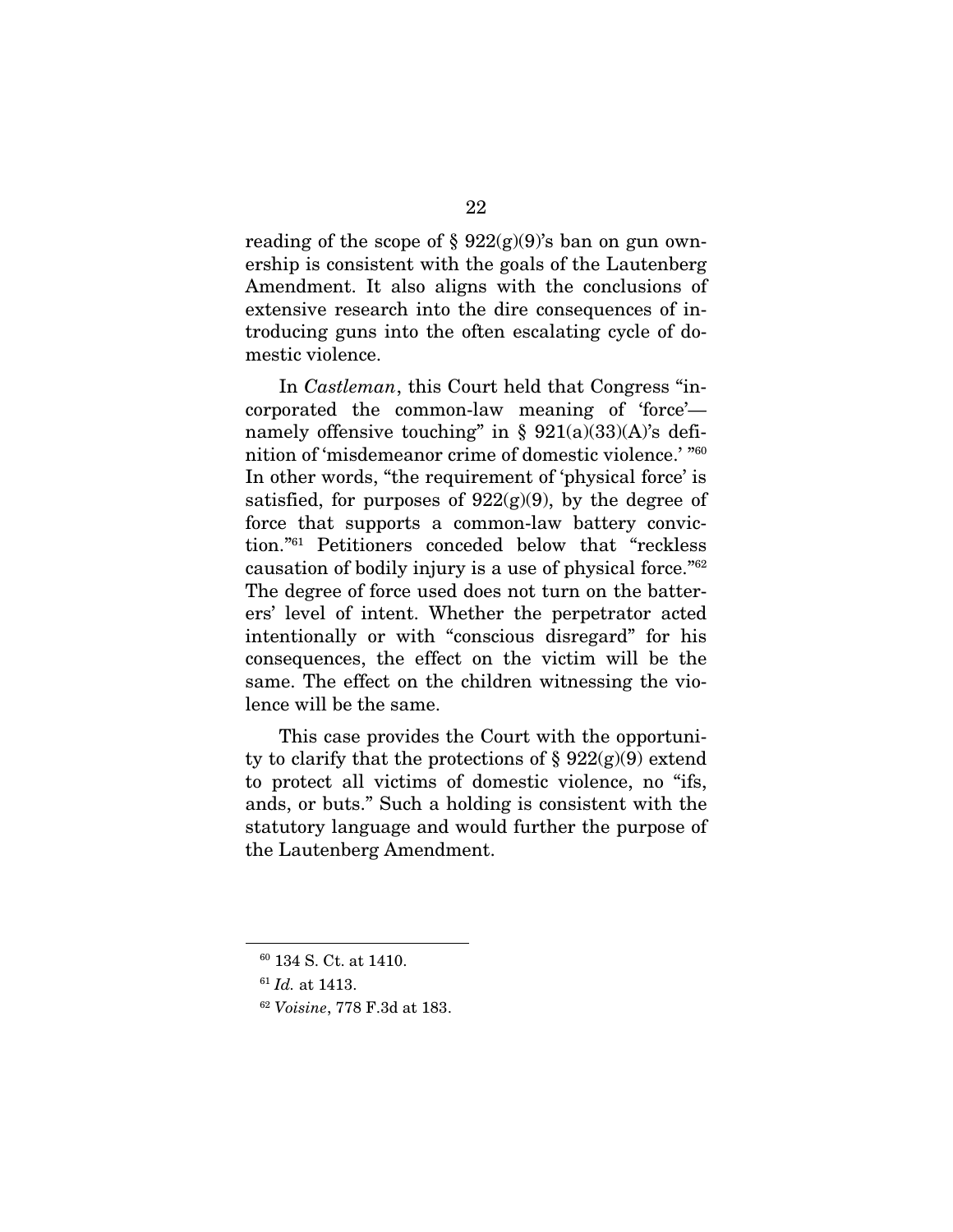reading of the scope of § 922(g)(9)'s ban on gun ownership is consistent with the goals of the Lautenberg Amendment. It also aligns with the conclusions of extensive research into the dire consequences of introducing guns into the often escalating cycle of domestic violence.

In *Castleman*, this Court held that Congress "incorporated the common-law meaning of 'force'—namely offensive touching" in § 921(a)(33)(A)'s definition of 'misdemeanor crime of domestic violence.' "[60] In other words, "the requirement of 'physical force' is satisfied, for purposes of 922(g)(9), by the degree of force that supports a common-law battery conviction."[61] Petitioners conceded below that "reckless causation of bodily injury is a use of physical force."[62] The degree of force used does not turn on the batterers' level of intent. Whether the perpetrator acted intentionally or with "conscious disregard" for his consequences, the effect on the victim will be the same. The effect on the children witnessing the violence will be the same.

This case provides the Court with the opportunity to clarify that the protections of § 922(g)(9) extend to protect all victims of domestic violence, no "ifs, ands, or buts." Such a holding is consistent with the statutory language and would further the purpose of the Lautenberg Amendment.

---

[60] 134 S. Ct. at 1410.

[61] *Id.* at 1413.

[62] *Voisine*, 778 F.3d at 183.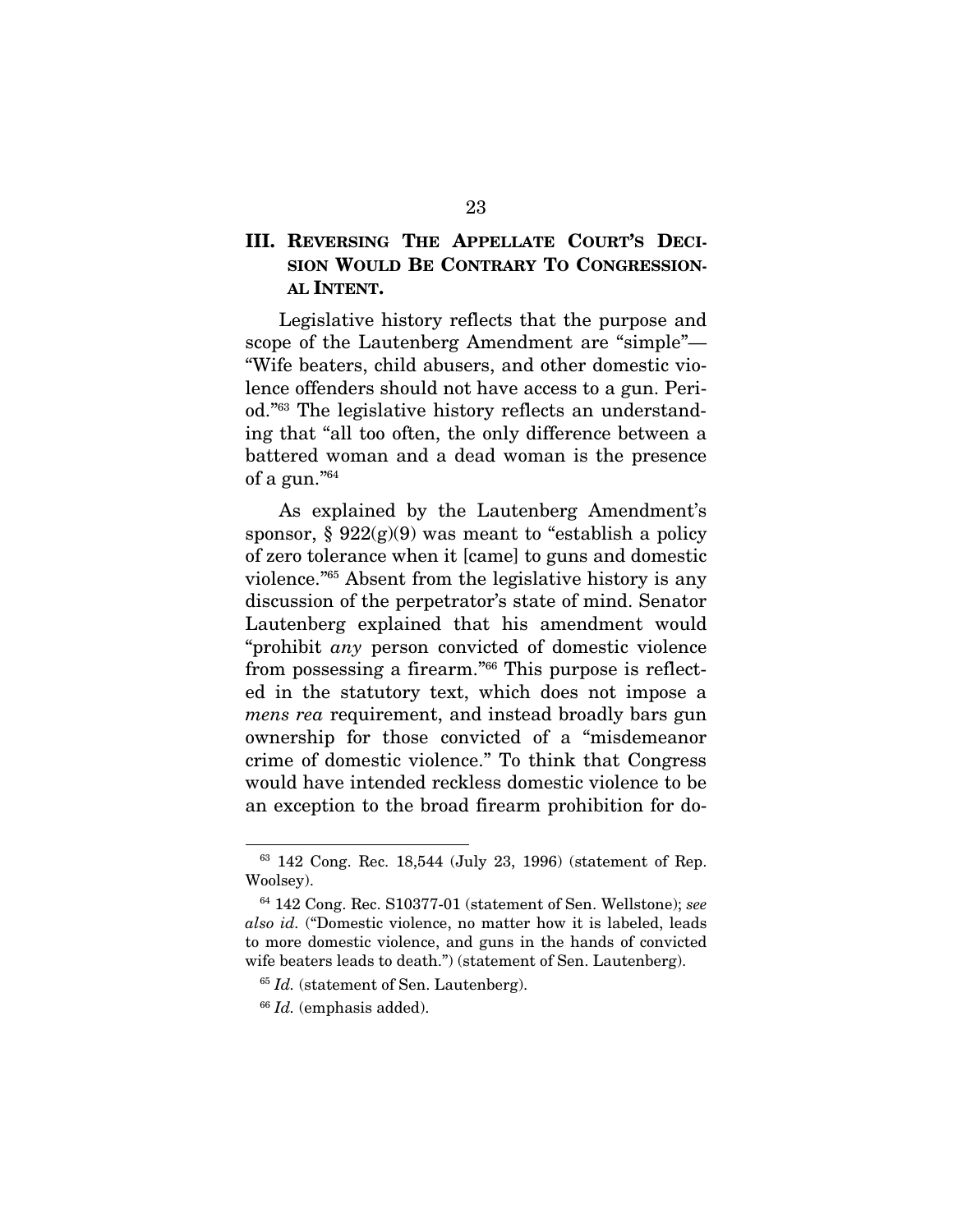## III. Reversing The Appellate Court's Decision Would Be Contrary To Congressional Intent.

Legislative history reflects that the purpose and scope of the Lautenberg Amendment are "simple"—"Wife beaters, child abusers, and other domestic violence offenders should not have access to a gun. Period."[63] The legislative history reflects an understanding that "all too often, the only difference between a battered woman and a dead woman is the presence of a gun."[64]

As explained by the Lautenberg Amendment's sponsor, § 922(g)(9) was meant to "establish a policy of zero tolerance when it [came] to guns and domestic violence."[65] Absent from the legislative history is any discussion of the perpetrator's state of mind. Senator Lautenberg explained that his amendment would "prohibit *any* person convicted of domestic violence from possessing a firearm."[66] This purpose is reflected in the statutory text, which does not impose a *mens rea* requirement, and instead broadly bars gun ownership for those convicted of a "misdemeanor crime of domestic violence." To think that Congress would have intended reckless domestic violence to be an exception to the broad firearm prohibition for do-

---

[63] 142 Cong. Rec. 18,544 (July 23, 1996) (statement of Rep. Woolsey).

[64] 142 Cong. Rec. S10377-01 (statement of Sen. Wellstone); *see also id.* ("Domestic violence, no matter how it is labeled, leads to more domestic violence, and guns in the hands of convicted wife beaters leads to death.") (statement of Sen. Lautenberg).

[65] *Id.* (statement of Sen. Lautenberg).

[66] *Id.* (emphasis added).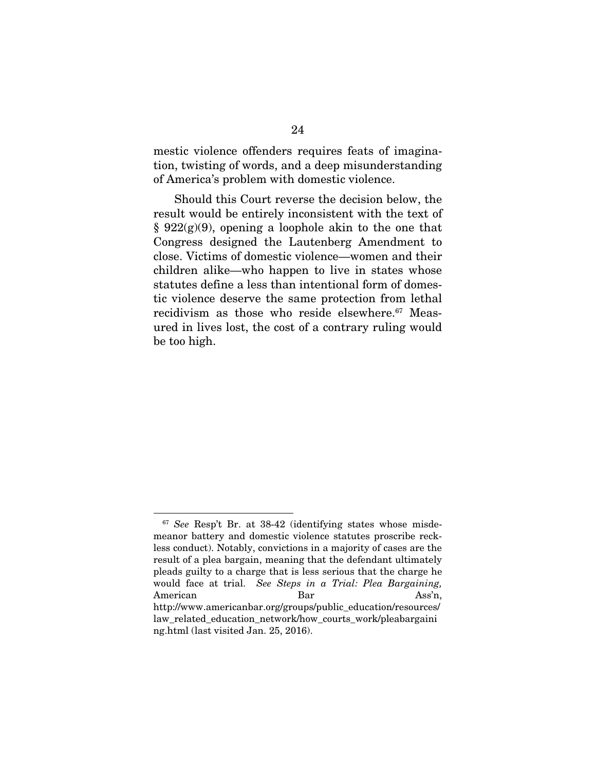mestic violence offenders requires feats of imagination, twisting of words, and a deep misunderstanding of America's problem with domestic violence.

Should this Court reverse the decision below, the result would be entirely inconsistent with the text of § 922(g)(9), opening a loophole akin to the one that Congress designed the Lautenberg Amendment to close. Victims of domestic violence—women and their children alike—who happen to live in states whose statutes define a less than intentional form of domestic violence deserve the same protection from lethal recidivism as those who reside elsewhere.[67] Measured in lives lost, the cost of a contrary ruling would be too high.

---

[67] *See* Resp't Br. at 38-42 (identifying states whose misdemeanor battery and domestic violence statutes proscribe reckless conduct). Notably, convictions in a majority of cases are the result of a plea bargain, meaning that the defendant ultimately pleads guilty to a charge that is less serious that the charge he would face at trial. *See Steps in a Trial: Plea Bargaining,* American Bar Ass'n, http://www.americanbar.org/groups/public_education/resources/law_related_education_network/how_courts_work/pleabargaining.html (last visited Jan. 25, 2016).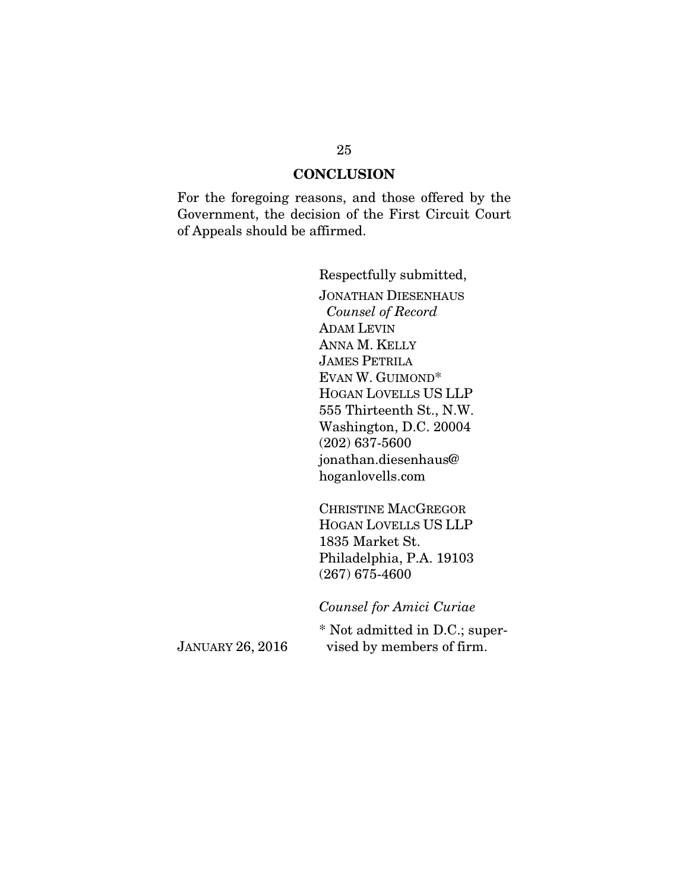## CONCLUSION

For the foregoing reasons, and those offered by the Government, the decision of the First Circuit Court of Appeals should be affirmed.

Respectfully submitted,

JONATHAN DIESENHAUS
*Counsel of Record*
ADAM LEVIN
ANNA M. KELLY
JAMES PETRILA
EVAN W. GUIMOND*
HOGAN LOVELLS US LLP
555 Thirteenth St., N.W.
Washington, D.C. 20004
(202) 637-5600
jonathan.diesenhaus@hoganlovells.com

CHRISTINE MACGREGOR
HOGAN LOVELLS US LLP
1835 Market St.
Philadelphia, P.A. 19103
(267) 675-4600

*Counsel for Amici Curiae*

JANUARY 26, 2016

* Not admitted in D.C.; supervised by members of firm.